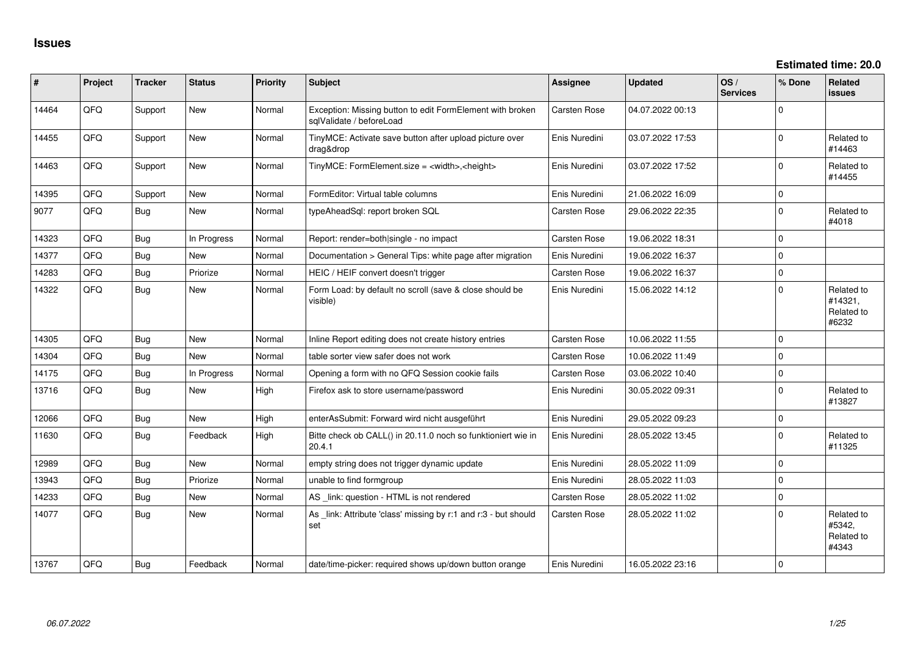# Issues

**Estimated time: 20.0**

| # | Project | Tracker | Status | Priority | Subject | Assignee | Updated | OS / Services | % Done | Related issues |
|---|---|---|---|---|---|---|---|---|---|---|
| 14464 | QFQ | Support | New | Normal | Exception: Missing button to edit FormElement with broken sqlValidate / beforeLoad | Carsten Rose | 04.07.2022 00:13 | | 0 | |
| 14455 | QFQ | Support | New | Normal | TinyMCE: Activate save button after upload picture over drag&drop | Enis Nuredini | 03.07.2022 17:53 | | 0 | Related to #14463 |
| 14463 | QFQ | Support | New | Normal | TinyMCE: FormElement.size = <width>,<height> | Enis Nuredini | 03.07.2022 17:52 | | 0 | Related to #14455 |
| 14395 | QFQ | Support | New | Normal | FormEditor: Virtual table columns | Enis Nuredini | 21.06.2022 16:09 | | 0 | |
| 9077 | QFQ | Bug | New | Normal | typeAheadSql: report broken SQL | Carsten Rose | 29.06.2022 22:35 | | 0 | Related to #4018 |
| 14323 | QFQ | Bug | In Progress | Normal | Report: render=both\|single - no impact | Carsten Rose | 19.06.2022 18:31 | | 0 | |
| 14377 | QFQ | Bug | New | Normal | Documentation > General Tips: white page after migration | Enis Nuredini | 19.06.2022 16:37 | | 0 | |
| 14283 | QFQ | Bug | Priorize | Normal | HEIC / HEIF convert doesn't trigger | Carsten Rose | 19.06.2022 16:37 | | 0 | |
| 14322 | QFQ | Bug | New | Normal | Form Load: by default no scroll (save & close should be visible) | Enis Nuredini | 15.06.2022 14:12 | | 0 | Related to #14321, Related to #6232 |
| 14305 | QFQ | Bug | New | Normal | Inline Report editing does not create history entries | Carsten Rose | 10.06.2022 11:55 | | 0 | |
| 14304 | QFQ | Bug | New | Normal | table sorter view safer does not work | Carsten Rose | 10.06.2022 11:49 | | 0 | |
| 14175 | QFQ | Bug | In Progress | Normal | Opening a form with no QFQ Session cookie fails | Carsten Rose | 03.06.2022 10:40 | | 0 | |
| 13716 | QFQ | Bug | New | High | Firefox ask to store username/password | Enis Nuredini | 30.05.2022 09:31 | | 0 | Related to #13827 |
| 12066 | QFQ | Bug | New | High | enterAsSubmit: Forward wird nicht ausgeführt | Enis Nuredini | 29.05.2022 09:23 | | 0 | |
| 11630 | QFQ | Bug | Feedback | High | Bitte check ob CALL() in 20.11.0 noch so funktioniert wie in 20.4.1 | Enis Nuredini | 28.05.2022 13:45 | | 0 | Related to #11325 |
| 12989 | QFQ | Bug | New | Normal | empty string does not trigger dynamic update | Enis Nuredini | 28.05.2022 11:09 | | 0 | |
| 13943 | QFQ | Bug | Priorize | Normal | unable to find formgroup | Enis Nuredini | 28.05.2022 11:03 | | 0 | |
| 14233 | QFQ | Bug | New | Normal | AS _link: question - HTML is not rendered | Carsten Rose | 28.05.2022 11:02 | | 0 | |
| 14077 | QFQ | Bug | New | Normal | As _link: Attribute 'class' missing by r:1 and r:3 - but should set | Carsten Rose | 28.05.2022 11:02 | | 0 | Related to #5342, Related to #4343 |
| 13767 | QFQ | Bug | Feedback | Normal | date/time-picker: required shows up/down button orange | Enis Nuredini | 16.05.2022 23:16 | | 0 | |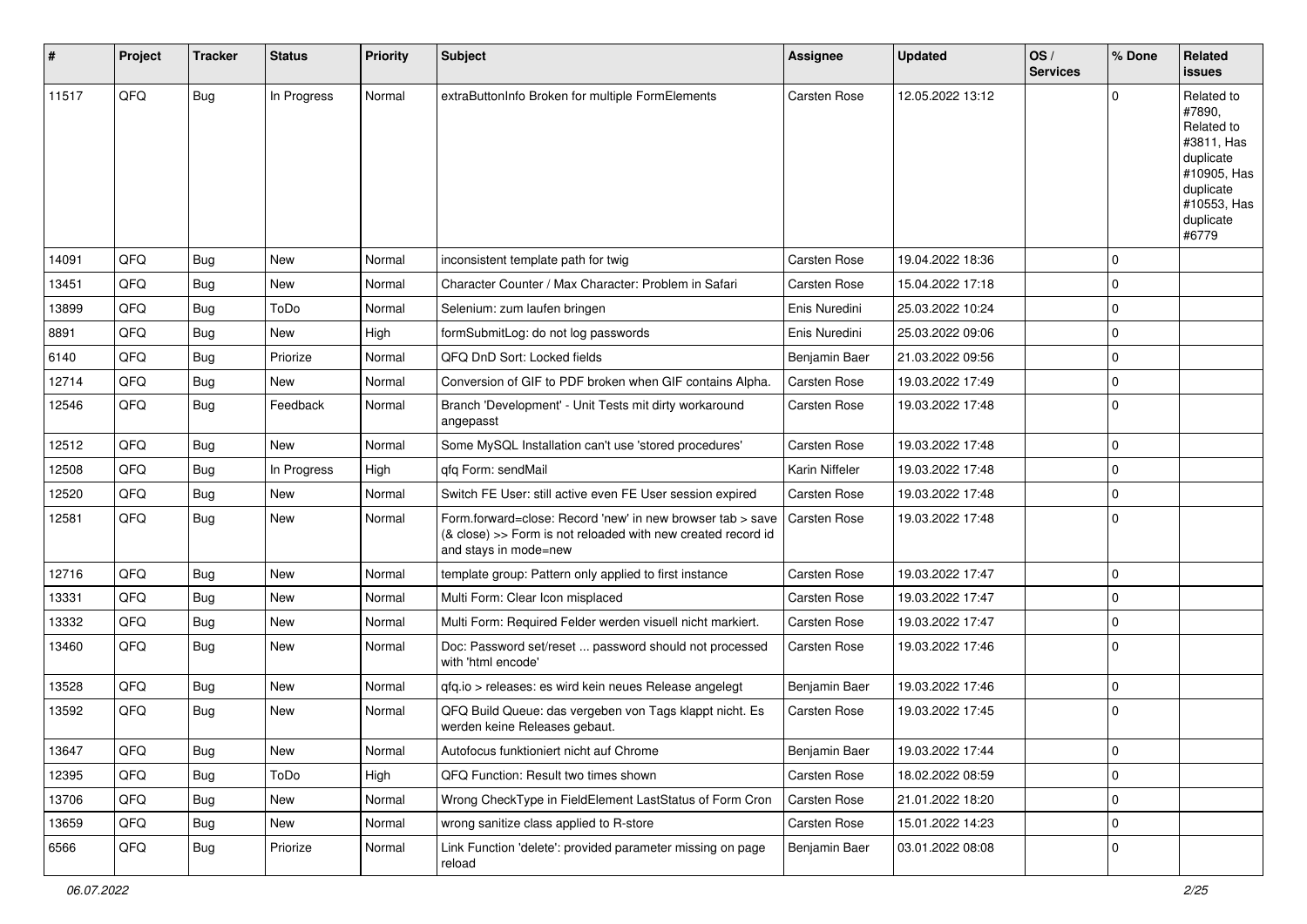| # | Project | Tracker | Status | Priority | Subject | Assignee | Updated | OS / Services | % Done | Related issues |
|---|---|---|---|---|---|---|---|---|---|---|
| 11517 | QFQ | Bug | In Progress | Normal | extraButtonInfo Broken for multiple FormElements | Carsten Rose | 12.05.2022 13:12 | | 0 | Related to #7890, Related to #3811, Has duplicate #10905, Has duplicate #10553, Has duplicate #6779 |
| 14091 | QFQ | Bug | New | Normal | inconsistent template path for twig | Carsten Rose | 19.04.2022 18:36 | | 0 | |
| 13451 | QFQ | Bug | New | Normal | Character Counter / Max Character: Problem in Safari | Carsten Rose | 15.04.2022 17:18 | | 0 | |
| 13899 | QFQ | Bug | ToDo | Normal | Selenium: zum laufen bringen | Enis Nuredini | 25.03.2022 10:24 | | 0 | |
| 8891 | QFQ | Bug | New | High | formSubmitLog: do not log passwords | Enis Nuredini | 25.03.2022 09:06 | | 0 | |
| 6140 | QFQ | Bug | Priorize | Normal | QFQ DnD Sort: Locked fields | Benjamin Baer | 21.03.2022 09:56 | | 0 | |
| 12714 | QFQ | Bug | New | Normal | Conversion of GIF to PDF broken when GIF contains Alpha. | Carsten Rose | 19.03.2022 17:49 | | 0 | |
| 12546 | QFQ | Bug | Feedback | Normal | Branch 'Development' - Unit Tests mit dirty workaround angepasst | Carsten Rose | 19.03.2022 17:48 | | 0 | |
| 12512 | QFQ | Bug | New | Normal | Some MySQL Installation can't use 'stored procedures' | Carsten Rose | 19.03.2022 17:48 | | 0 | |
| 12508 | QFQ | Bug | In Progress | High | qfq Form: sendMail | Karin Niffeler | 19.03.2022 17:48 | | 0 | |
| 12520 | QFQ | Bug | New | Normal | Switch FE User: still active even FE User session expired | Carsten Rose | 19.03.2022 17:48 | | 0 | |
| 12581 | QFQ | Bug | New | Normal | Form.forward=close: Record 'new' in new browser tab > save (& close) >> Form is not reloaded with new created record id and stays in mode=new | Carsten Rose | 19.03.2022 17:48 | | 0 | |
| 12716 | QFQ | Bug | New | Normal | template group: Pattern only applied to first instance | Carsten Rose | 19.03.2022 17:47 | | 0 | |
| 13331 | QFQ | Bug | New | Normal | Multi Form: Clear Icon misplaced | Carsten Rose | 19.03.2022 17:47 | | 0 | |
| 13332 | QFQ | Bug | New | Normal | Multi Form: Required Felder werden visuell nicht markiert. | Carsten Rose | 19.03.2022 17:47 | | 0 | |
| 13460 | QFQ | Bug | New | Normal | Doc: Password set/reset ... password should not processed with 'html encode' | Carsten Rose | 19.03.2022 17:46 | | 0 | |
| 13528 | QFQ | Bug | New | Normal | qfq.io > releases: es wird kein neues Release angelegt | Benjamin Baer | 19.03.2022 17:46 | | 0 | |
| 13592 | QFQ | Bug | New | Normal | QFQ Build Queue: das vergeben von Tags klappt nicht. Es werden keine Releases gebaut. | Carsten Rose | 19.03.2022 17:45 | | 0 | |
| 13647 | QFQ | Bug | New | Normal | Autofocus funktioniert nicht auf Chrome | Benjamin Baer | 19.03.2022 17:44 | | 0 | |
| 12395 | QFQ | Bug | ToDo | High | QFQ Function: Result two times shown | Carsten Rose | 18.02.2022 08:59 | | 0 | |
| 13706 | QFQ | Bug | New | Normal | Wrong CheckType in FieldElement LastStatus of Form Cron | Carsten Rose | 21.01.2022 18:20 | | 0 | |
| 13659 | QFQ | Bug | New | Normal | wrong sanitize class applied to R-store | Carsten Rose | 15.01.2022 14:23 | | 0 | |
| 6566 | QFQ | Bug | Priorize | Normal | Link Function 'delete': provided parameter missing on page reload | Benjamin Baer | 03.01.2022 08:08 | | 0 | |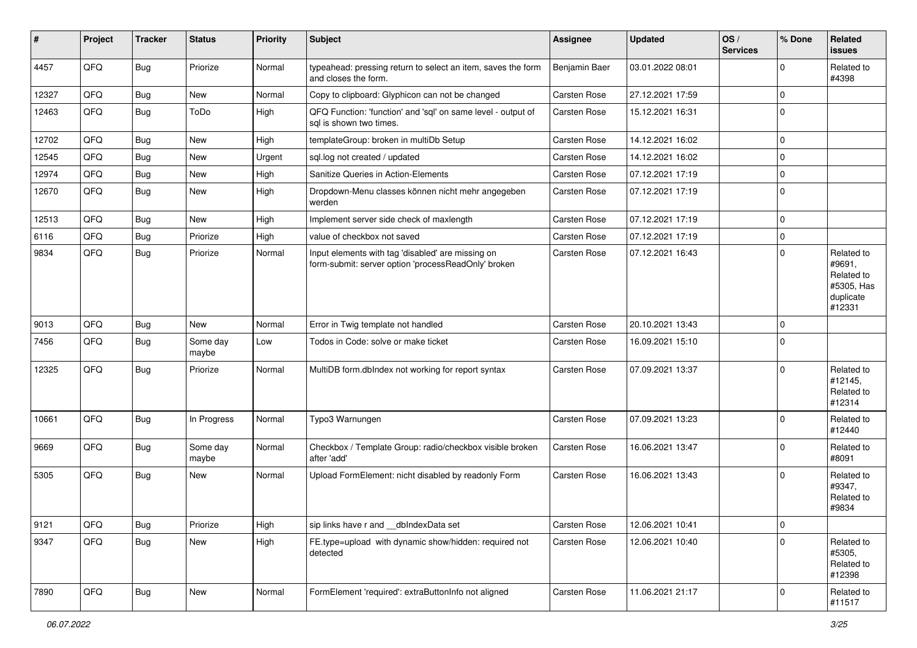| # | Project | Tracker | Status | Priority | Subject | Assignee | Updated | OS / Services | % Done | Related issues |
|---|---|---|---|---|---|---|---|---|---|---|
| 4457 | QFQ | Bug | Priorize | Normal | typeahead: pressing return to select an item, saves the form and closes the form. | Benjamin Baer | 03.01.2022 08:01 | | 0 | Related to #4398 |
| 12327 | QFQ | Bug | New | Normal | Copy to clipboard: Glyphicon can not be changed | Carsten Rose | 27.12.2021 17:59 | | 0 | |
| 12463 | QFQ | Bug | ToDo | High | QFQ Function: 'function' and 'sql' on same level - output of sql is shown two times. | Carsten Rose | 15.12.2021 16:31 | | 0 | |
| 12702 | QFQ | Bug | New | High | templateGroup: broken in multiDb Setup | Carsten Rose | 14.12.2021 16:02 | | 0 | |
| 12545 | QFQ | Bug | New | Urgent | sql.log not created / updated | Carsten Rose | 14.12.2021 16:02 | | 0 | |
| 12974 | QFQ | Bug | New | High | Sanitize Queries in Action-Elements | Carsten Rose | 07.12.2021 17:19 | | 0 | |
| 12670 | QFQ | Bug | New | High | Dropdown-Menu classes können nicht mehr angegeben werden | Carsten Rose | 07.12.2021 17:19 | | 0 | |
| 12513 | QFQ | Bug | New | High | Implement server side check of maxlength | Carsten Rose | 07.12.2021 17:19 | | 0 | |
| 6116 | QFQ | Bug | Priorize | High | value of checkbox not saved | Carsten Rose | 07.12.2021 17:19 | | 0 | |
| 9834 | QFQ | Bug | Priorize | Normal | Input elements with tag 'disabled' are missing on form-submit: server option 'processReadOnly' broken | Carsten Rose | 07.12.2021 16:43 | | 0 | Related to #9691, Related to #5305, Has duplicate #12331 |
| 9013 | QFQ | Bug | New | Normal | Error in Twig template not handled | Carsten Rose | 20.10.2021 13:43 | | 0 | |
| 7456 | QFQ | Bug | Some day maybe | Low | Todos in Code: solve or make ticket | Carsten Rose | 16.09.2021 15:10 | | 0 | |
| 12325 | QFQ | Bug | Priorize | Normal | MultiDB form.dbIndex not working for report syntax | Carsten Rose | 07.09.2021 13:37 | | 0 | Related to #12145, Related to #12314 |
| 10661 | QFQ | Bug | In Progress | Normal | Typo3 Warnungen | Carsten Rose | 07.09.2021 13:23 | | 0 | Related to #12440 |
| 9669 | QFQ | Bug | Some day maybe | Normal | Checkbox / Template Group: radio/checkbox visible broken after 'add' | Carsten Rose | 16.06.2021 13:47 | | 0 | Related to #8091 |
| 5305 | QFQ | Bug | New | Normal | Upload FormElement: nicht disabled by readonly Form | Carsten Rose | 16.06.2021 13:43 | | 0 | Related to #9347, Related to #9834 |
| 9121 | QFQ | Bug | Priorize | High | sip links have r and __dbIndexData set | Carsten Rose | 12.06.2021 10:41 | | 0 | |
| 9347 | QFQ | Bug | New | High | FE.type=upload with dynamic show/hidden: required not detected | Carsten Rose | 12.06.2021 10:40 | | 0 | Related to #5305, Related to #12398 |
| 7890 | QFQ | Bug | New | Normal | FormElement 'required': extraButtonInfo not aligned | Carsten Rose | 11.06.2021 21:17 | | 0 | Related to #11517 |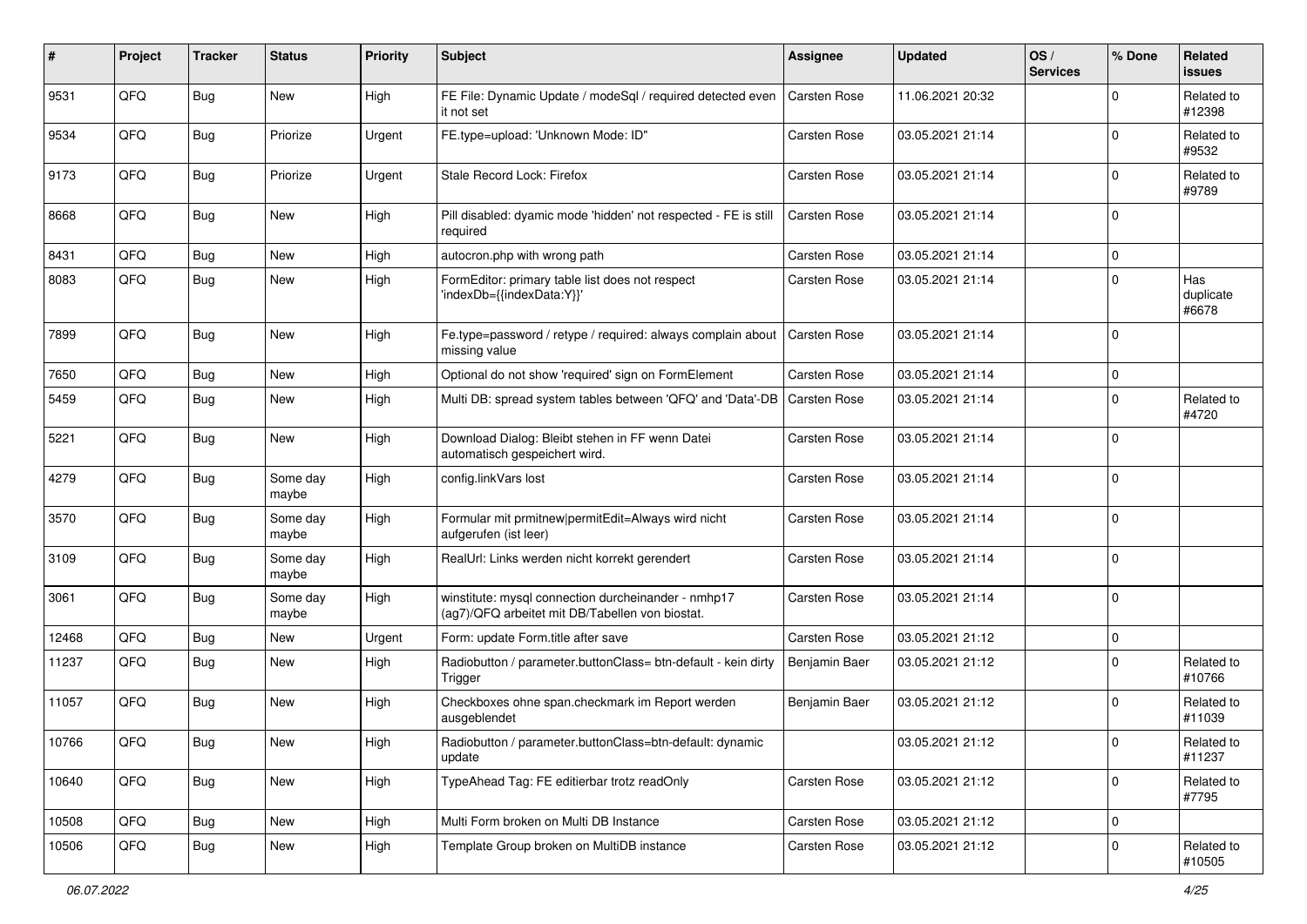| # | Project | Tracker | Status | Priority | Subject | Assignee | Updated | OS / Services | % Done | Related issues |
|---|---|---|---|---|---|---|---|---|---|---|
| 9531 | QFQ | Bug | New | High | FE File: Dynamic Update / modeSql / required detected even it not set | Carsten Rose | 11.06.2021 20:32 | | 0 | Related to #12398 |
| 9534 | QFQ | Bug | Priorize | Urgent | FE.type=upload: 'Unknown Mode: ID" | Carsten Rose | 03.05.2021 21:14 | | 0 | Related to #9532 |
| 9173 | QFQ | Bug | Priorize | Urgent | Stale Record Lock: Firefox | Carsten Rose | 03.05.2021 21:14 | | 0 | Related to #9789 |
| 8668 | QFQ | Bug | New | High | Pill disabled: dyamic mode 'hidden' not respected - FE is still required | Carsten Rose | 03.05.2021 21:14 | | 0 | |
| 8431 | QFQ | Bug | New | High | autocron.php with wrong path | Carsten Rose | 03.05.2021 21:14 | | 0 | |
| 8083 | QFQ | Bug | New | High | FormEditor: primary table list does not respect 'indexDb={{indexData:Y}}' | Carsten Rose | 03.05.2021 21:14 | | 0 | Has duplicate #6678 |
| 7899 | QFQ | Bug | New | High | Fe.type=password / retype / required: always complain about missing value | Carsten Rose | 03.05.2021 21:14 | | 0 | |
| 7650 | QFQ | Bug | New | High | Optional do not show 'required' sign on FormElement | Carsten Rose | 03.05.2021 21:14 | | 0 | |
| 5459 | QFQ | Bug | New | High | Multi DB: spread system tables between 'QFQ' and 'Data'-DB | Carsten Rose | 03.05.2021 21:14 | | 0 | Related to #4720 |
| 5221 | QFQ | Bug | New | High | Download Dialog: Bleibt stehen in FF wenn Datei automatisch gespeichert wird. | Carsten Rose | 03.05.2021 21:14 | | 0 | |
| 4279 | QFQ | Bug | Some day maybe | High | config.linkVars lost | Carsten Rose | 03.05.2021 21:14 | | 0 | |
| 3570 | QFQ | Bug | Some day maybe | High | Formular mit prmitnew\|permitEdit=Always wird nicht aufgerufen (ist leer) | Carsten Rose | 03.05.2021 21:14 | | 0 | |
| 3109 | QFQ | Bug | Some day maybe | High | RealUrl: Links werden nicht korrekt gerendert | Carsten Rose | 03.05.2021 21:14 | | 0 | |
| 3061 | QFQ | Bug | Some day maybe | High | winstitute: mysql connection durcheinander - nmhp17 (ag7)/QFQ arbeitet mit DB/Tabellen von biostat. | Carsten Rose | 03.05.2021 21:14 | | 0 | |
| 12468 | QFQ | Bug | New | Urgent | Form: update Form.title after save | Carsten Rose | 03.05.2021 21:12 | | 0 | |
| 11237 | QFQ | Bug | New | High | Radiobutton / parameter.buttonClass= btn-default - kein dirty Trigger | Benjamin Baer | 03.05.2021 21:12 | | 0 | Related to #10766 |
| 11057 | QFQ | Bug | New | High | Checkboxes ohne span.checkmark im Report werden ausgeblendet | Benjamin Baer | 03.05.2021 21:12 | | 0 | Related to #11039 |
| 10766 | QFQ | Bug | New | High | Radiobutton / parameter.buttonClass=btn-default: dynamic update | | 03.05.2021 21:12 | | 0 | Related to #11237 |
| 10640 | QFQ | Bug | New | High | TypeAhead Tag: FE editierbar trotz readOnly | Carsten Rose | 03.05.2021 21:12 | | 0 | Related to #7795 |
| 10508 | QFQ | Bug | New | High | Multi Form broken on Multi DB Instance | Carsten Rose | 03.05.2021 21:12 | | 0 | |
| 10506 | QFQ | Bug | New | High | Template Group broken on MultiDB instance | Carsten Rose | 03.05.2021 21:12 | | 0 | Related to #10505 |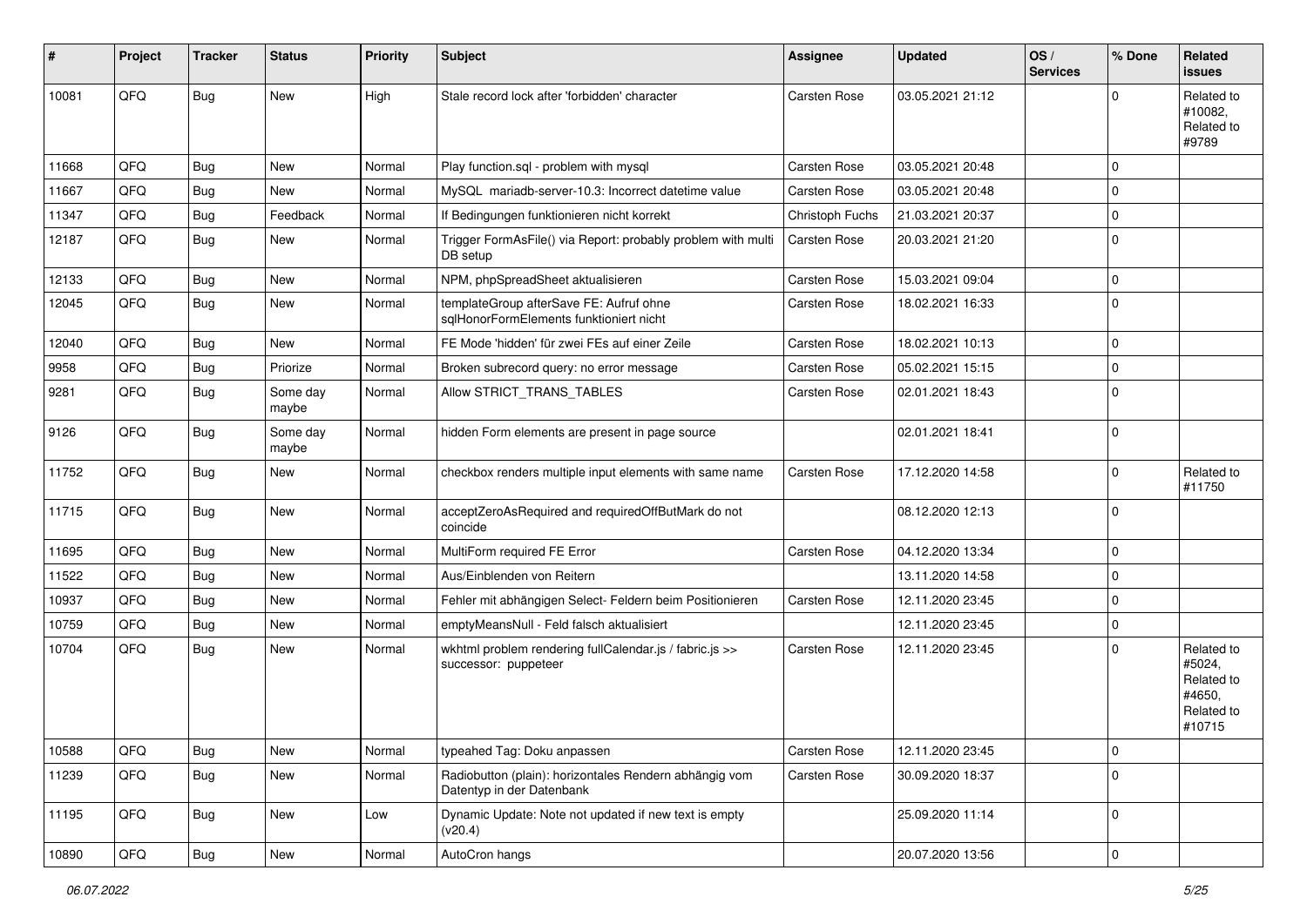| # | Project | Tracker | Status | Priority | Subject | Assignee | Updated | OS / Services | % Done | Related issues |
|---|---|---|---|---|---|---|---|---|---|---|
| 10081 | QFQ | Bug | New | High | Stale record lock after 'forbidden' character | Carsten Rose | 03.05.2021 21:12 | | 0 | Related to #10082, Related to #9789 |
| 11668 | QFQ | Bug | New | Normal | Play function.sql - problem with mysql | Carsten Rose | 03.05.2021 20:48 | | 0 | |
| 11667 | QFQ | Bug | New | Normal | MySQL mariadb-server-10.3: Incorrect datetime value | Carsten Rose | 03.05.2021 20:48 | | 0 | |
| 11347 | QFQ | Bug | Feedback | Normal | If Bedingungen funktionieren nicht korrekt | Christoph Fuchs | 21.03.2021 20:37 | | 0 | |
| 12187 | QFQ | Bug | New | Normal | Trigger FormAsFile() via Report: probably problem with multi DB setup | Carsten Rose | 20.03.2021 21:20 | | 0 | |
| 12133 | QFQ | Bug | New | Normal | NPM, phpSpreadSheet aktualisieren | Carsten Rose | 15.03.2021 09:04 | | 0 | |
| 12045 | QFQ | Bug | New | Normal | templateGroup afterSave FE: Aufruf ohne sqlHonorFormElements funktioniert nicht | Carsten Rose | 18.02.2021 16:33 | | 0 | |
| 12040 | QFQ | Bug | New | Normal | FE Mode 'hidden' für zwei FEs auf einer Zeile | Carsten Rose | 18.02.2021 10:13 | | 0 | |
| 9958 | QFQ | Bug | Priorize | Normal | Broken subrecord query: no error message | Carsten Rose | 05.02.2021 15:15 | | 0 | |
| 9281 | QFQ | Bug | Some day maybe | Normal | Allow STRICT_TRANS_TABLES | Carsten Rose | 02.01.2021 18:43 | | 0 | |
| 9126 | QFQ | Bug | Some day maybe | Normal | hidden Form elements are present in page source | | 02.01.2021 18:41 | | 0 | |
| 11752 | QFQ | Bug | New | Normal | checkbox renders multiple input elements with same name | Carsten Rose | 17.12.2020 14:58 | | 0 | Related to #11750 |
| 11715 | QFQ | Bug | New | Normal | acceptZeroAsRequired and requiredOffButMark do not coincide | | 08.12.2020 12:13 | | 0 | |
| 11695 | QFQ | Bug | New | Normal | MultiForm required FE Error | Carsten Rose | 04.12.2020 13:34 | | 0 | |
| 11522 | QFQ | Bug | New | Normal | Aus/Einblenden von Reitern | | 13.11.2020 14:58 | | 0 | |
| 10937 | QFQ | Bug | New | Normal | Fehler mit abhängigen Select- Feldern beim Positionieren | Carsten Rose | 12.11.2020 23:45 | | 0 | |
| 10759 | QFQ | Bug | New | Normal | emptyMeansNull - Feld falsch aktualisiert | | 12.11.2020 23:45 | | 0 | |
| 10704 | QFQ | Bug | New | Normal | wkhtml problem rendering fullCalendar.js / fabric.js >> successor: puppeteer | Carsten Rose | 12.11.2020 23:45 | | 0 | Related to #5024, Related to #4650, Related to #10715 |
| 10588 | QFQ | Bug | New | Normal | typeahed Tag: Doku anpassen | Carsten Rose | 12.11.2020 23:45 | | 0 | |
| 11239 | QFQ | Bug | New | Normal | Radiobutton (plain): horizontales Rendern abhängig vom Datentyp in der Datenbank | Carsten Rose | 30.09.2020 18:37 | | 0 | |
| 11195 | QFQ | Bug | New | Low | Dynamic Update: Note not updated if new text is empty (v20.4) | | 25.09.2020 11:14 | | 0 | |
| 10890 | QFQ | Bug | New | Normal | AutoCron hangs | | 20.07.2020 13:56 | | 0 | |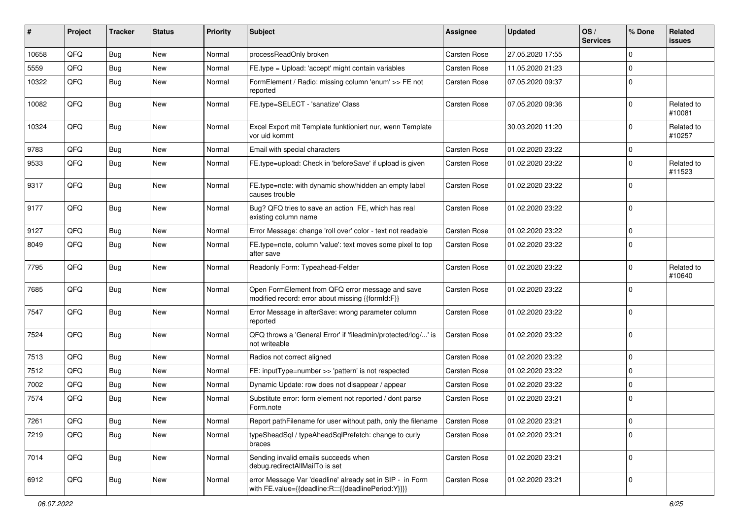| # | Project | Tracker | Status | Priority | Subject | Assignee | Updated | OS / Services | % Done | Related issues |
|---|---|---|---|---|---|---|---|---|---|---|
| 10658 | QFQ | Bug | New | Normal | processReadOnly broken | Carsten Rose | 27.05.2020 17:55 | | 0 | |
| 5559 | QFQ | Bug | New | Normal | FE.type = Upload: 'accept' might contain variables | Carsten Rose | 11.05.2020 21:23 | | 0 | |
| 10322 | QFQ | Bug | New | Normal | FormElement / Radio: missing column 'enum' >> FE not reported | Carsten Rose | 07.05.2020 09:37 | | 0 | |
| 10082 | QFQ | Bug | New | Normal | FE.type=SELECT - 'sanatize' Class | Carsten Rose | 07.05.2020 09:36 | | 0 | Related to #10081 |
| 10324 | QFQ | Bug | New | Normal | Excel Export mit Template funktioniert nur, wenn Template vor uid kommt | | 30.03.2020 11:20 | | 0 | Related to #10257 |
| 9783 | QFQ | Bug | New | Normal | Email with special characters | Carsten Rose | 01.02.2020 23:22 | | 0 | |
| 9533 | QFQ | Bug | New | Normal | FE.type=upload: Check in 'beforeSave' if upload is given | Carsten Rose | 01.02.2020 23:22 | | 0 | Related to #11523 |
| 9317 | QFQ | Bug | New | Normal | FE.type=note: with dynamic show/hidden an empty label causes trouble | Carsten Rose | 01.02.2020 23:22 | | 0 | |
| 9177 | QFQ | Bug | New | Normal | Bug? QFQ tries to save an action FE, which has real existing column name | Carsten Rose | 01.02.2020 23:22 | | 0 | |
| 9127 | QFQ | Bug | New | Normal | Error Message: change 'roll over' color - text not readable | Carsten Rose | 01.02.2020 23:22 | | 0 | |
| 8049 | QFQ | Bug | New | Normal | FE.type=note, column 'value': text moves some pixel to top after save | Carsten Rose | 01.02.2020 23:22 | | 0 | |
| 7795 | QFQ | Bug | New | Normal | Readonly Form: Typeahead-Felder | Carsten Rose | 01.02.2020 23:22 | | 0 | Related to #10640 |
| 7685 | QFQ | Bug | New | Normal | Open FormElement from QFQ error message and save modified record: error about missing {{formId:F}} | Carsten Rose | 01.02.2020 23:22 | | 0 | |
| 7547 | QFQ | Bug | New | Normal | Error Message in afterSave: wrong parameter column reported | Carsten Rose | 01.02.2020 23:22 | | 0 | |
| 7524 | QFQ | Bug | New | Normal | QFQ throws a 'General Error' if 'fileadmin/protected/log/...' is not writeable | Carsten Rose | 01.02.2020 23:22 | | 0 | |
| 7513 | QFQ | Bug | New | Normal | Radios not correct aligned | Carsten Rose | 01.02.2020 23:22 | | 0 | |
| 7512 | QFQ | Bug | New | Normal | FE: inputType=number >> 'pattern' is not respected | Carsten Rose | 01.02.2020 23:22 | | 0 | |
| 7002 | QFQ | Bug | New | Normal | Dynamic Update: row does not disappear / appear | Carsten Rose | 01.02.2020 23:22 | | 0 | |
| 7574 | QFQ | Bug | New | Normal | Substitute error: form element not reported / dont parse Form.note | Carsten Rose | 01.02.2020 23:21 | | 0 | |
| 7261 | QFQ | Bug | New | Normal | Report pathFilename for user without path, only the filename | Carsten Rose | 01.02.2020 23:21 | | 0 | |
| 7219 | QFQ | Bug | New | Normal | typeSheadSql / typeAheadSqlPrefetch: change to curly braces | Carsten Rose | 01.02.2020 23:21 | | 0 | |
| 7014 | QFQ | Bug | New | Normal | Sending invalid emails succeeds when debug.redirectAllMailTo is set | Carsten Rose | 01.02.2020 23:21 | | 0 | |
| 6912 | QFQ | Bug | New | Normal | error Message Var 'deadline' already set in SIP - in Form with FE.value={{deadline:R:::{{deadlinePeriod:Y}}}} | Carsten Rose | 01.02.2020 23:21 | | 0 | |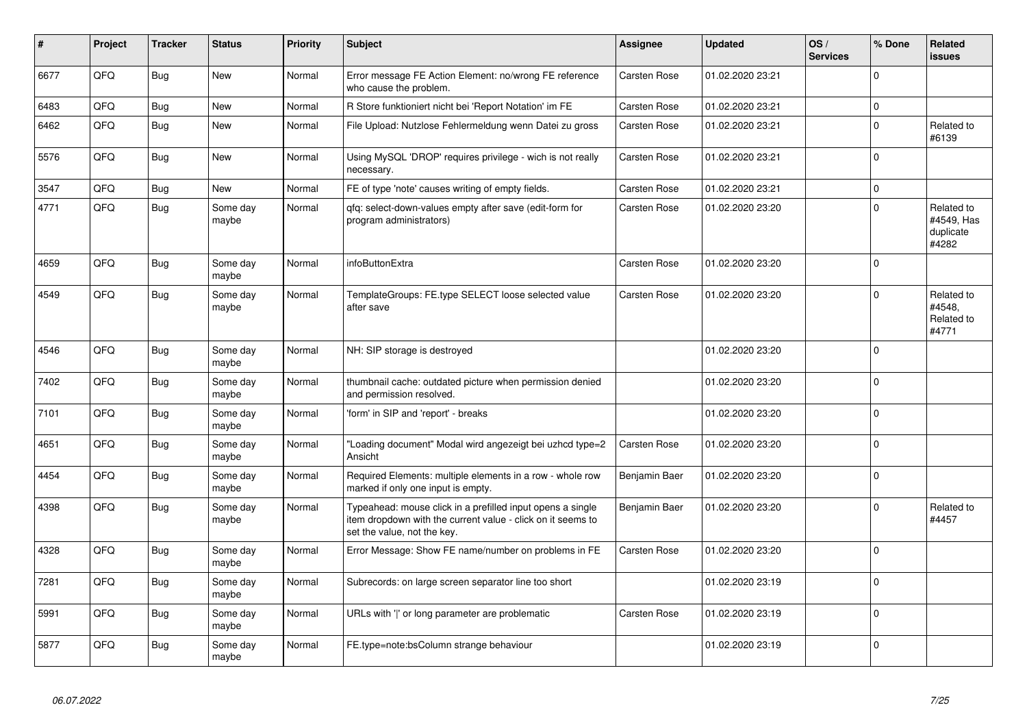| # | Project | Tracker | Status | Priority | Subject | Assignee | Updated | OS / Services | % Done | Related issues |
|---|---|---|---|---|---|---|---|---|---|---|
| 6677 | QFQ | Bug | New | Normal | Error message FE Action Element: no/wrong FE reference who cause the problem. | Carsten Rose | 01.02.2020 23:21 | | 0 | |
| 6483 | QFQ | Bug | New | Normal | R Store funktioniert nicht bei 'Report Notation' im FE | Carsten Rose | 01.02.2020 23:21 | | 0 | |
| 6462 | QFQ | Bug | New | Normal | File Upload: Nutzlose Fehlermeldung wenn Datei zu gross | Carsten Rose | 01.02.2020 23:21 | | 0 | Related to #6139 |
| 5576 | QFQ | Bug | New | Normal | Using MySQL 'DROP' requires privilege - wich is not really necessary. | Carsten Rose | 01.02.2020 23:21 | | 0 | |
| 3547 | QFQ | Bug | New | Normal | FE of type 'note' causes writing of empty fields. | Carsten Rose | 01.02.2020 23:21 | | 0 | |
| 4771 | QFQ | Bug | Some day maybe | Normal | qfq: select-down-values empty after save (edit-form for program administrators) | Carsten Rose | 01.02.2020 23:20 | | 0 | Related to #4549, Has duplicate #4282 |
| 4659 | QFQ | Bug | Some day maybe | Normal | infoButtonExtra | Carsten Rose | 01.02.2020 23:20 | | 0 | |
| 4549 | QFQ | Bug | Some day maybe | Normal | TemplateGroups: FE.type SELECT loose selected value after save | Carsten Rose | 01.02.2020 23:20 | | 0 | Related to #4548, Related to #4771 |
| 4546 | QFQ | Bug | Some day maybe | Normal | NH: SIP storage is destroyed | | 01.02.2020 23:20 | | 0 | |
| 7402 | QFQ | Bug | Some day maybe | Normal | thumbnail cache: outdated picture when permission denied and permission resolved. | | 01.02.2020 23:20 | | 0 | |
| 7101 | QFQ | Bug | Some day maybe | Normal | 'form' in SIP and 'report' - breaks | | 01.02.2020 23:20 | | 0 | |
| 4651 | QFQ | Bug | Some day maybe | Normal | "Loading document" Modal wird angezeigt bei uzhcd type=2 Ansicht | Carsten Rose | 01.02.2020 23:20 | | 0 | |
| 4454 | QFQ | Bug | Some day maybe | Normal | Required Elements: multiple elements in a row - whole row marked if only one input is empty. | Benjamin Baer | 01.02.2020 23:20 | | 0 | |
| 4398 | QFQ | Bug | Some day maybe | Normal | Typeahead: mouse click in a prefilled input opens a single item dropdown with the current value - click on it seems to set the value, not the key. | Benjamin Baer | 01.02.2020 23:20 | | 0 | Related to #4457 |
| 4328 | QFQ | Bug | Some day maybe | Normal | Error Message: Show FE name/number on problems in FE | Carsten Rose | 01.02.2020 23:20 | | 0 | |
| 7281 | QFQ | Bug | Some day maybe | Normal | Subrecords: on large screen separator line too short | | 01.02.2020 23:19 | | 0 | |
| 5991 | QFQ | Bug | Some day maybe | Normal | URLs with '\|' or long parameter are problematic | Carsten Rose | 01.02.2020 23:19 | | 0 | |
| 5877 | QFQ | Bug | Some day maybe | Normal | FE.type=note:bsColumn strange behaviour | | 01.02.2020 23:19 | | 0 | |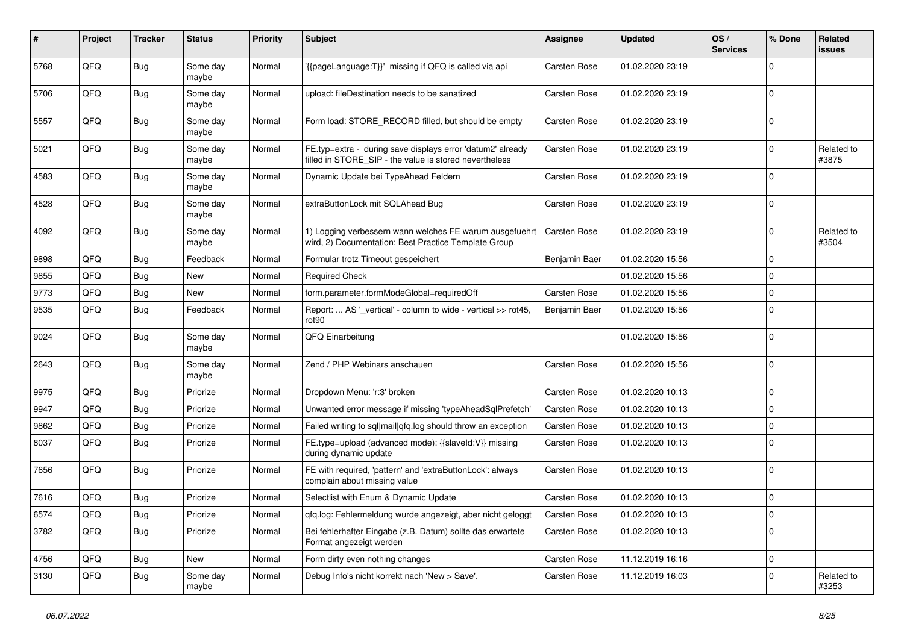| # | Project | Tracker | Status | Priority | Subject | Assignee | Updated | OS / Services | % Done | Related issues |
|---|---|---|---|---|---|---|---|---|---|---|
| 5768 | QFQ | Bug | Some day maybe | Normal | '{{pageLanguage:T}}' missing if QFQ is called via api | Carsten Rose | 01.02.2020 23:19 | | 0 | |
| 5706 | QFQ | Bug | Some day maybe | Normal | upload: fileDestination needs to be sanatized | Carsten Rose | 01.02.2020 23:19 | | 0 | |
| 5557 | QFQ | Bug | Some day maybe | Normal | Form load: STORE_RECORD filled, but should be empty | Carsten Rose | 01.02.2020 23:19 | | 0 | |
| 5021 | QFQ | Bug | Some day maybe | Normal | FE.typ=extra - during save displays error 'datum2' already filled in STORE_SIP - the value is stored nevertheless | Carsten Rose | 01.02.2020 23:19 | | 0 | Related to #3875 |
| 4583 | QFQ | Bug | Some day maybe | Normal | Dynamic Update bei TypeAhead Feldern | Carsten Rose | 01.02.2020 23:19 | | 0 | |
| 4528 | QFQ | Bug | Some day maybe | Normal | extraButtonLock mit SQLAhead Bug | Carsten Rose | 01.02.2020 23:19 | | 0 | |
| 4092 | QFQ | Bug | Some day maybe | Normal | 1) Logging verbessern wann welches FE warum ausgefuehrt wird, 2) Documentation: Best Practice Template Group | Carsten Rose | 01.02.2020 23:19 | | 0 | Related to #3504 |
| 9898 | QFQ | Bug | Feedback | Normal | Formular trotz Timeout gespeichert | Benjamin Baer | 01.02.2020 15:56 | | 0 | |
| 9855 | QFQ | Bug | New | Normal | Required Check | | 01.02.2020 15:56 | | 0 | |
| 9773 | QFQ | Bug | New | Normal | form.parameter.formModeGlobal=requiredOff | Carsten Rose | 01.02.2020 15:56 | | 0 | |
| 9535 | QFQ | Bug | Feedback | Normal | Report: ... AS '_vertical' - column to wide - vertical >> rot45, rot90 | Benjamin Baer | 01.02.2020 15:56 | | 0 | |
| 9024 | QFQ | Bug | Some day maybe | Normal | QFQ Einarbeitung | | 01.02.2020 15:56 | | 0 | |
| 2643 | QFQ | Bug | Some day maybe | Normal | Zend / PHP Webinars anschauen | Carsten Rose | 01.02.2020 15:56 | | 0 | |
| 9975 | QFQ | Bug | Priorize | Normal | Dropdown Menu: 'r:3' broken | Carsten Rose | 01.02.2020 10:13 | | 0 | |
| 9947 | QFQ | Bug | Priorize | Normal | Unwanted error message if missing 'typeAheadSqlPrefetch' | Carsten Rose | 01.02.2020 10:13 | | 0 | |
| 9862 | QFQ | Bug | Priorize | Normal | Failed writing to sql\|mail\|qfq.log should throw an exception | Carsten Rose | 01.02.2020 10:13 | | 0 | |
| 8037 | QFQ | Bug | Priorize | Normal | FE.type=upload (advanced mode): {{slaveId:V}} missing during dynamic update | Carsten Rose | 01.02.2020 10:13 | | 0 | |
| 7656 | QFQ | Bug | Priorize | Normal | FE with required, 'pattern' and 'extraButtonLock': always complain about missing value | Carsten Rose | 01.02.2020 10:13 | | 0 | |
| 7616 | QFQ | Bug | Priorize | Normal | Selectlist with Enum & Dynamic Update | Carsten Rose | 01.02.2020 10:13 | | 0 | |
| 6574 | QFQ | Bug | Priorize | Normal | qfq.log: Fehlermeldung wurde angezeigt, aber nicht geloggt | Carsten Rose | 01.02.2020 10:13 | | 0 | |
| 3782 | QFQ | Bug | Priorize | Normal | Bei fehlerhafter Eingabe (z.B. Datum) sollte das erwartete Format angezeigt werden | Carsten Rose | 01.02.2020 10:13 | | 0 | |
| 4756 | QFQ | Bug | New | Normal | Form dirty even nothing changes | Carsten Rose | 11.12.2019 16:16 | | 0 | |
| 3130 | QFQ | Bug | Some day maybe | Normal | Debug Info's nicht korrekt nach 'New > Save'. | Carsten Rose | 11.12.2019 16:03 | | 0 | Related to #3253 |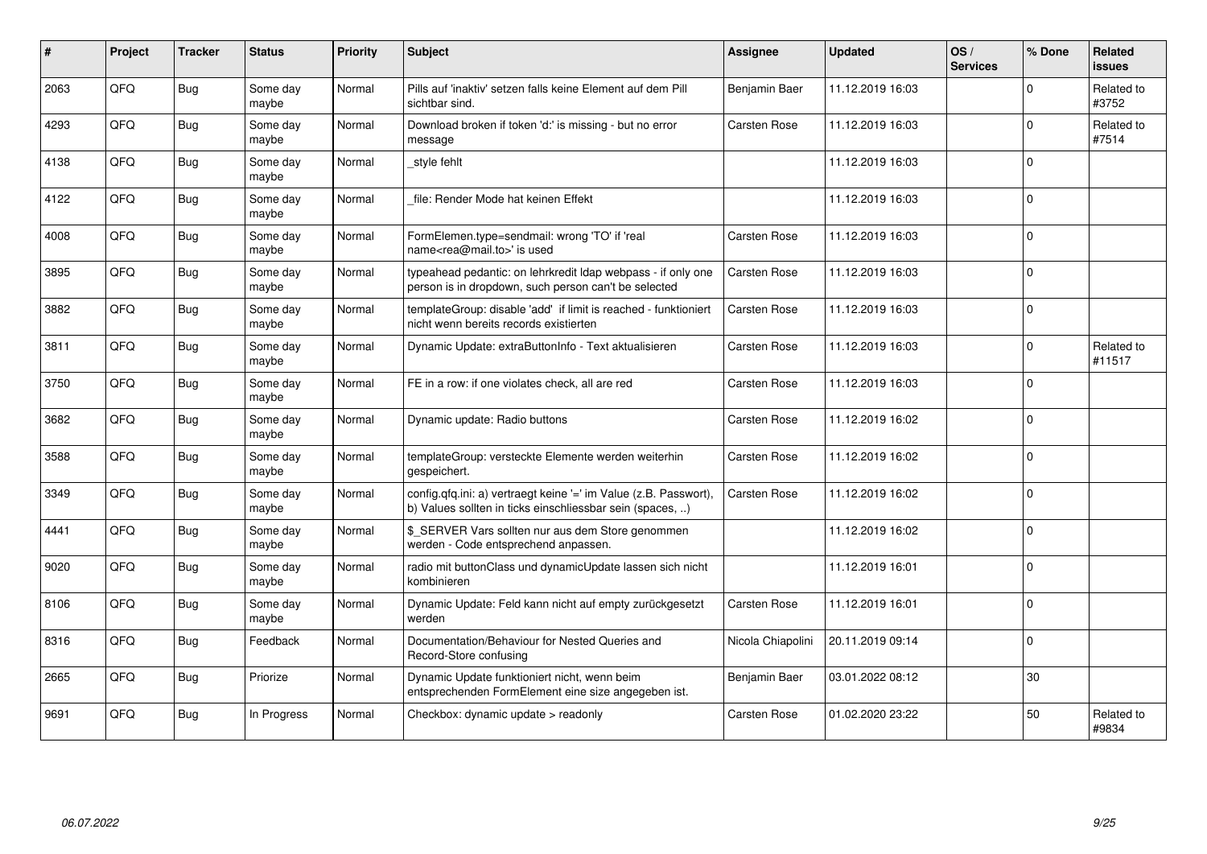| # | Project | Tracker | Status | Priority | Subject | Assignee | Updated | OS / Services | % Done | Related issues |
|---|---|---|---|---|---|---|---|---|---|---|
| 2063 | QFQ | Bug | Some day maybe | Normal | Pills auf 'inaktiv' setzen falls keine Element auf dem Pill sichtbar sind. | Benjamin Baer | 11.12.2019 16:03 | | 0 | Related to #3752 |
| 4293 | QFQ | Bug | Some day maybe | Normal | Download broken if token 'd:' is missing - but no error message | Carsten Rose | 11.12.2019 16:03 | | 0 | Related to #7514 |
| 4138 | QFQ | Bug | Some day maybe | Normal | _style fehlt | | 11.12.2019 16:03 | | 0 | |
| 4122 | QFQ | Bug | Some day maybe | Normal | _file: Render Mode hat keinen Effekt | | 11.12.2019 16:03 | | 0 | |
| 4008 | QFQ | Bug | Some day maybe | Normal | FormElemen.type=sendmail: wrong 'TO' if 'real name<rea@mail.to>' is used | Carsten Rose | 11.12.2019 16:03 | | 0 | |
| 3895 | QFQ | Bug | Some day maybe | Normal | typeahead pedantic: on lehrkredit ldap webpass - if only one person is in dropdown, such person can't be selected | Carsten Rose | 11.12.2019 16:03 | | 0 | |
| 3882 | QFQ | Bug | Some day maybe | Normal | templateGroup: disable 'add' if limit is reached - funktioniert nicht wenn bereits records existierten | Carsten Rose | 11.12.2019 16:03 | | 0 | |
| 3811 | QFQ | Bug | Some day maybe | Normal | Dynamic Update: extraButtonInfo - Text aktualisieren | Carsten Rose | 11.12.2019 16:03 | | 0 | Related to #11517 |
| 3750 | QFQ | Bug | Some day maybe | Normal | FE in a row: if one violates check, all are red | Carsten Rose | 11.12.2019 16:03 | | 0 | |
| 3682 | QFQ | Bug | Some day maybe | Normal | Dynamic update: Radio buttons | Carsten Rose | 11.12.2019 16:02 | | 0 | |
| 3588 | QFQ | Bug | Some day maybe | Normal | templateGroup: versteckte Elemente werden weiterhin gespeichert. | Carsten Rose | 11.12.2019 16:02 | | 0 | |
| 3349 | QFQ | Bug | Some day maybe | Normal | config.qfq.ini: a) vertraegt keine '=' im Value (z.B. Passwort), b) Values sollten in ticks einschliessbar sein (spaces, ..) | Carsten Rose | 11.12.2019 16:02 | | 0 | |
| 4441 | QFQ | Bug | Some day maybe | Normal | $_SERVER Vars sollten nur aus dem Store genommen werden - Code entsprechend anpassen. | | 11.12.2019 16:02 | | 0 | |
| 9020 | QFQ | Bug | Some day maybe | Normal | radio mit buttonClass und dynamicUpdate lassen sich nicht kombinieren | | 11.12.2019 16:01 | | 0 | |
| 8106 | QFQ | Bug | Some day maybe | Normal | Dynamic Update: Feld kann nicht auf empty zurückgesetzt werden | Carsten Rose | 11.12.2019 16:01 | | 0 | |
| 8316 | QFQ | Bug | Feedback | Normal | Documentation/Behaviour for Nested Queries and Record-Store confusing | Nicola Chiapolini | 20.11.2019 09:14 | | 0 | |
| 2665 | QFQ | Bug | Priorize | Normal | Dynamic Update funktioniert nicht, wenn beim entsprechenden FormElement eine size angegeben ist. | Benjamin Baer | 03.01.2022 08:12 | | 30 | |
| 9691 | QFQ | Bug | In Progress | Normal | Checkbox: dynamic update > readonly | Carsten Rose | 01.02.2020 23:22 | | 50 | Related to #9834 |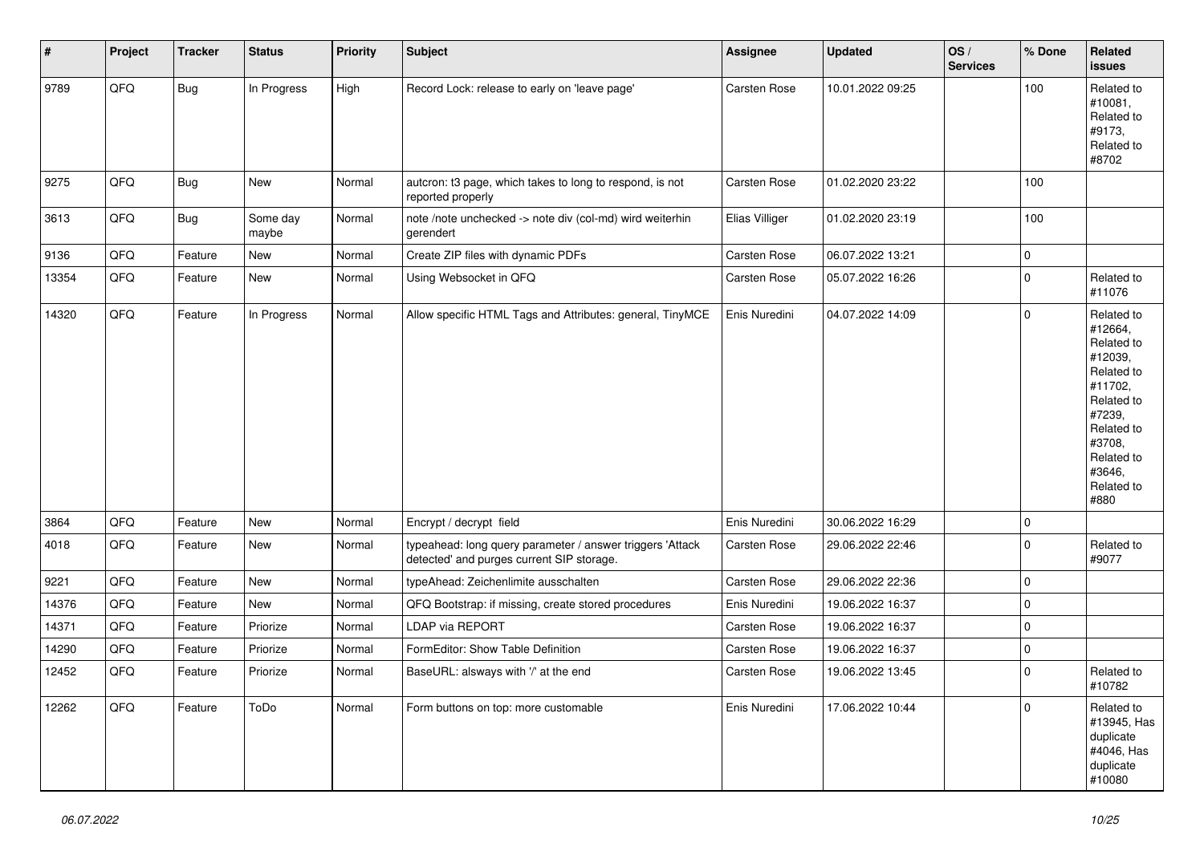| # | Project | Tracker | Status | Priority | Subject | Assignee | Updated | OS / Services | % Done | Related issues |
|---|---|---|---|---|---|---|---|---|---|---|
| 9789 | QFQ | Bug | In Progress | High | Record Lock: release to early on 'leave page' | Carsten Rose | 10.01.2022 09:25 | | 100 | Related to #10081, Related to #9173, Related to #8702 |
| 9275 | QFQ | Bug | New | Normal | autcron: t3 page, which takes to long to respond, is not reported properly | Carsten Rose | 01.02.2020 23:22 | | 100 | |
| 3613 | QFQ | Bug | Some day maybe | Normal | note /note unchecked -> note div (col-md) wird weiterhin gerendert | Elias Villiger | 01.02.2020 23:19 | | 100 | |
| 9136 | QFQ | Feature | New | Normal | Create ZIP files with dynamic PDFs | Carsten Rose | 06.07.2022 13:21 | | 0 | |
| 13354 | QFQ | Feature | New | Normal | Using Websocket in QFQ | Carsten Rose | 05.07.2022 16:26 | | 0 | Related to #11076 |
| 14320 | QFQ | Feature | In Progress | Normal | Allow specific HTML Tags and Attributes: general, TinyMCE | Enis Nuredini | 04.07.2022 14:09 | | 0 | Related to #12664, Related to #12039, Related to #11702, Related to #7239, Related to #3708, Related to #3646, Related to #880 |
| 3864 | QFQ | Feature | New | Normal | Encrypt / decrypt field | Enis Nuredini | 30.06.2022 16:29 | | 0 | |
| 4018 | QFQ | Feature | New | Normal | typeahead: long query parameter / answer triggers 'Attack detected' and purges current SIP storage. | Carsten Rose | 29.06.2022 22:46 | | 0 | Related to #9077 |
| 9221 | QFQ | Feature | New | Normal | typeAhead: Zeichenlimite ausschalten | Carsten Rose | 29.06.2022 22:36 | | 0 | |
| 14376 | QFQ | Feature | New | Normal | QFQ Bootstrap: if missing, create stored procedures | Enis Nuredini | 19.06.2022 16:37 | | 0 | |
| 14371 | QFQ | Feature | Priorize | Normal | LDAP via REPORT | Carsten Rose | 19.06.2022 16:37 | | 0 | |
| 14290 | QFQ | Feature | Priorize | Normal | FormEditor: Show Table Definition | Carsten Rose | 19.06.2022 16:37 | | 0 | |
| 12452 | QFQ | Feature | Priorize | Normal | BaseURL: alsways with '/' at the end | Carsten Rose | 19.06.2022 13:45 | | 0 | Related to #10782 |
| 12262 | QFQ | Feature | ToDo | Normal | Form buttons on top: more customable | Enis Nuredini | 17.06.2022 10:44 | | 0 | Related to #13945, Has duplicate #4046, Has duplicate #10080 |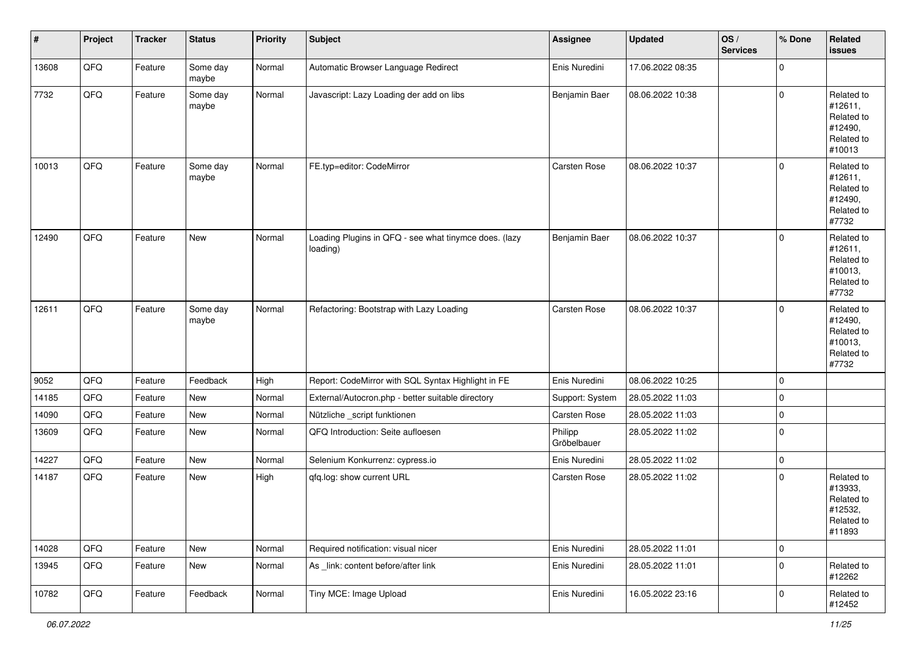| # | Project | Tracker | Status | Priority | Subject | Assignee | Updated | OS / Services | % Done | Related issues |
|---|---|---|---|---|---|---|---|---|---|---|
| 13608 | QFQ | Feature | Some day maybe | Normal | Automatic Browser Language Redirect | Enis Nuredini | 17.06.2022 08:35 | | 0 | |
| 7732 | QFQ | Feature | Some day maybe | Normal | Javascript: Lazy Loading der add on libs | Benjamin Baer | 08.06.2022 10:38 | | 0 | Related to #12611, Related to #12490, Related to #10013 |
| 10013 | QFQ | Feature | Some day maybe | Normal | FE.typ=editor: CodeMirror | Carsten Rose | 08.06.2022 10:37 | | 0 | Related to #12611, Related to #12490, Related to #7732 |
| 12490 | QFQ | Feature | New | Normal | Loading Plugins in QFQ - see what tinymce does. (lazy loading) | Benjamin Baer | 08.06.2022 10:37 | | 0 | Related to #12611, Related to #10013, Related to #7732 |
| 12611 | QFQ | Feature | Some day maybe | Normal | Refactoring: Bootstrap with Lazy Loading | Carsten Rose | 08.06.2022 10:37 | | 0 | Related to #12490, Related to #10013, Related to #7732 |
| 9052 | QFQ | Feature | Feedback | High | Report: CodeMirror with SQL Syntax Highlight in FE | Enis Nuredini | 08.06.2022 10:25 | | 0 | |
| 14185 | QFQ | Feature | New | Normal | External/Autocron.php - better suitable directory | Support: System | 28.05.2022 11:03 | | 0 | |
| 14090 | QFQ | Feature | New | Normal | Nützliche _script funktionen | Carsten Rose | 28.05.2022 11:03 | | 0 | |
| 13609 | QFQ | Feature | New | Normal | QFQ Introduction: Seite aufloesen | Philipp Gröbelbauer | 28.05.2022 11:02 | | 0 | |
| 14227 | QFQ | Feature | New | Normal | Selenium Konkurrenz: cypress.io | Enis Nuredini | 28.05.2022 11:02 | | 0 | |
| 14187 | QFQ | Feature | New | High | qfq.log: show current URL | Carsten Rose | 28.05.2022 11:02 | | 0 | Related to #13933, Related to #12532, Related to #11893 |
| 14028 | QFQ | Feature | New | Normal | Required notification: visual nicer | Enis Nuredini | 28.05.2022 11:01 | | 0 | |
| 13945 | QFQ | Feature | New | Normal | As _link: content before/after link | Enis Nuredini | 28.05.2022 11:01 | | 0 | Related to #12262 |
| 10782 | QFQ | Feature | Feedback | Normal | Tiny MCE: Image Upload | Enis Nuredini | 16.05.2022 23:16 | | 0 | Related to #12452 |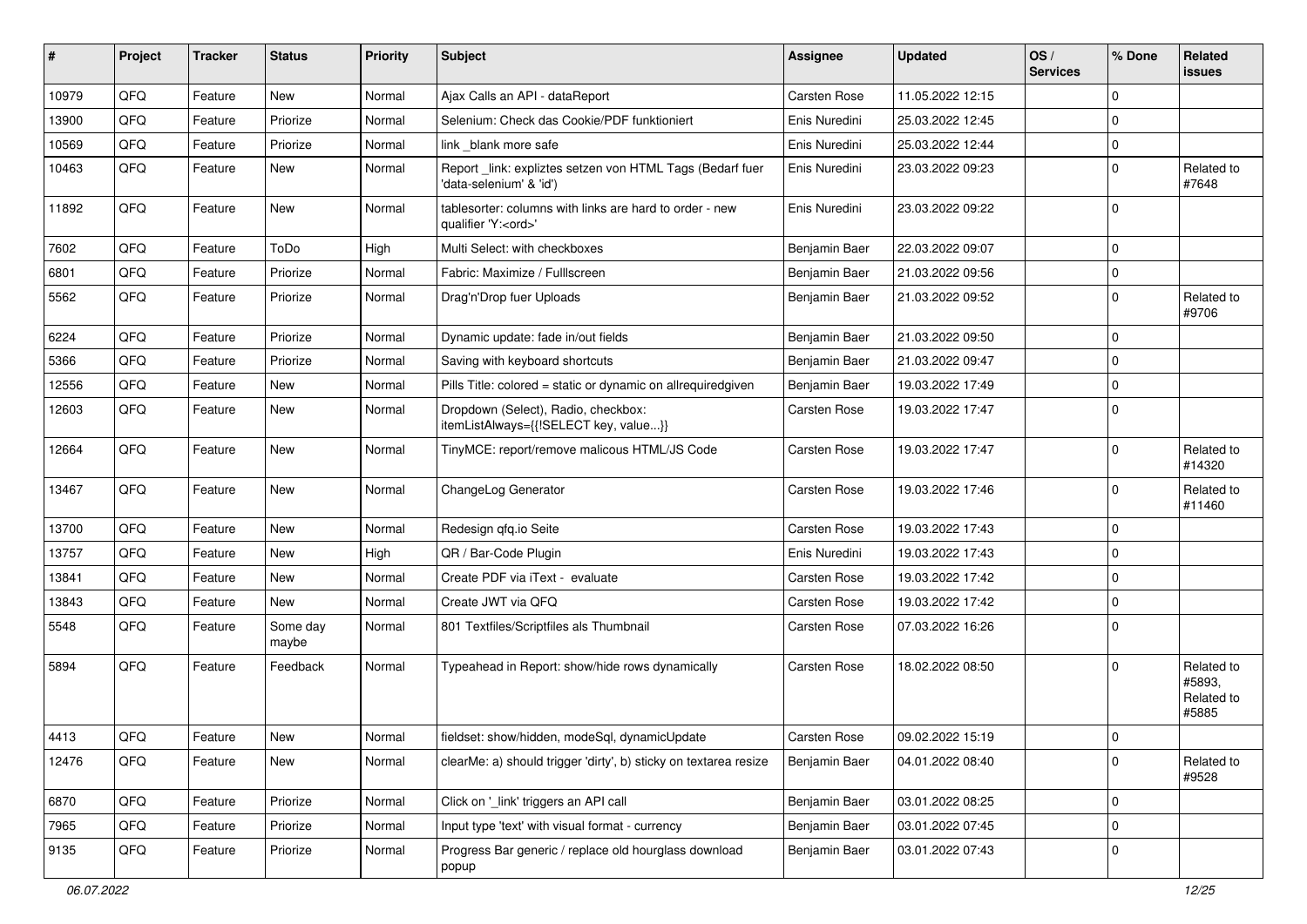| # | Project | Tracker | Status | Priority | Subject | Assignee | Updated | OS / Services | % Done | Related issues |
|---|---|---|---|---|---|---|---|---|---|---|
| 10979 | QFQ | Feature | New | Normal | Ajax Calls an API - dataReport | Carsten Rose | 11.05.2022 12:15 | | 0 | |
| 13900 | QFQ | Feature | Priorize | Normal | Selenium: Check das Cookie/PDF funktioniert | Enis Nuredini | 25.03.2022 12:45 | | 0 | |
| 10569 | QFQ | Feature | Priorize | Normal | link _blank more safe | Enis Nuredini | 25.03.2022 12:44 | | 0 | |
| 10463 | QFQ | Feature | New | Normal | Report _link: expliztes setzen von HTML Tags (Bedarf fuer 'data-selenium' & 'id') | Enis Nuredini | 23.03.2022 09:23 | | 0 | Related to #7648 |
| 11892 | QFQ | Feature | New | Normal | tablesorter: columns with links are hard to order - new qualifier 'Y:<ord>' | Enis Nuredini | 23.03.2022 09:22 | | 0 | |
| 7602 | QFQ | Feature | ToDo | High | Multi Select: with checkboxes | Benjamin Baer | 22.03.2022 09:07 | | 0 | |
| 6801 | QFQ | Feature | Priorize | Normal | Fabric: Maximize / Fulllscreen | Benjamin Baer | 21.03.2022 09:56 | | 0 | |
| 5562 | QFQ | Feature | Priorize | Normal | Drag'n'Drop fuer Uploads | Benjamin Baer | 21.03.2022 09:52 | | 0 | Related to #9706 |
| 6224 | QFQ | Feature | Priorize | Normal | Dynamic update: fade in/out fields | Benjamin Baer | 21.03.2022 09:50 | | 0 | |
| 5366 | QFQ | Feature | Priorize | Normal | Saving with keyboard shortcuts | Benjamin Baer | 21.03.2022 09:47 | | 0 | |
| 12556 | QFQ | Feature | New | Normal | Pills Title: colored = static or dynamic on allrequiredgiven | Benjamin Baer | 19.03.2022 17:49 | | 0 | |
| 12603 | QFQ | Feature | New | Normal | Dropdown (Select), Radio, checkbox: itemListAlways={{!SELECT key, value...}} | Carsten Rose | 19.03.2022 17:47 | | 0 | |
| 12664 | QFQ | Feature | New | Normal | TinyMCE: report/remove malicous HTML/JS Code | Carsten Rose | 19.03.2022 17:47 | | 0 | Related to #14320 |
| 13467 | QFQ | Feature | New | Normal | ChangeLog Generator | Carsten Rose | 19.03.2022 17:46 | | 0 | Related to #11460 |
| 13700 | QFQ | Feature | New | Normal | Redesign qfq.io Seite | Carsten Rose | 19.03.2022 17:43 | | 0 | |
| 13757 | QFQ | Feature | New | High | QR / Bar-Code Plugin | Enis Nuredini | 19.03.2022 17:43 | | 0 | |
| 13841 | QFQ | Feature | New | Normal | Create PDF via iText - evaluate | Carsten Rose | 19.03.2022 17:42 | | 0 | |
| 13843 | QFQ | Feature | New | Normal | Create JWT via QFQ | Carsten Rose | 19.03.2022 17:42 | | 0 | |
| 5548 | QFQ | Feature | Some day maybe | Normal | 801 Textfiles/Scriptfiles als Thumbnail | Carsten Rose | 07.03.2022 16:26 | | 0 | |
| 5894 | QFQ | Feature | Feedback | Normal | Typeahead in Report: show/hide rows dynamically | Carsten Rose | 18.02.2022 08:50 | | 0 | Related to #5893, Related to #5885 |
| 4413 | QFQ | Feature | New | Normal | fieldset: show/hidden, modeSql, dynamicUpdate | Carsten Rose | 09.02.2022 15:19 | | 0 | |
| 12476 | QFQ | Feature | New | Normal | clearMe: a) should trigger 'dirty', b) sticky on textarea resize | Benjamin Baer | 04.01.2022 08:40 | | 0 | Related to #9528 |
| 6870 | QFQ | Feature | Priorize | Normal | Click on '_link' triggers an API call | Benjamin Baer | 03.01.2022 08:25 | | 0 | |
| 7965 | QFQ | Feature | Priorize | Normal | Input type 'text' with visual format - currency | Benjamin Baer | 03.01.2022 07:45 | | 0 | |
| 9135 | QFQ | Feature | Priorize | Normal | Progress Bar generic / replace old hourglass download popup | Benjamin Baer | 03.01.2022 07:43 | | 0 | |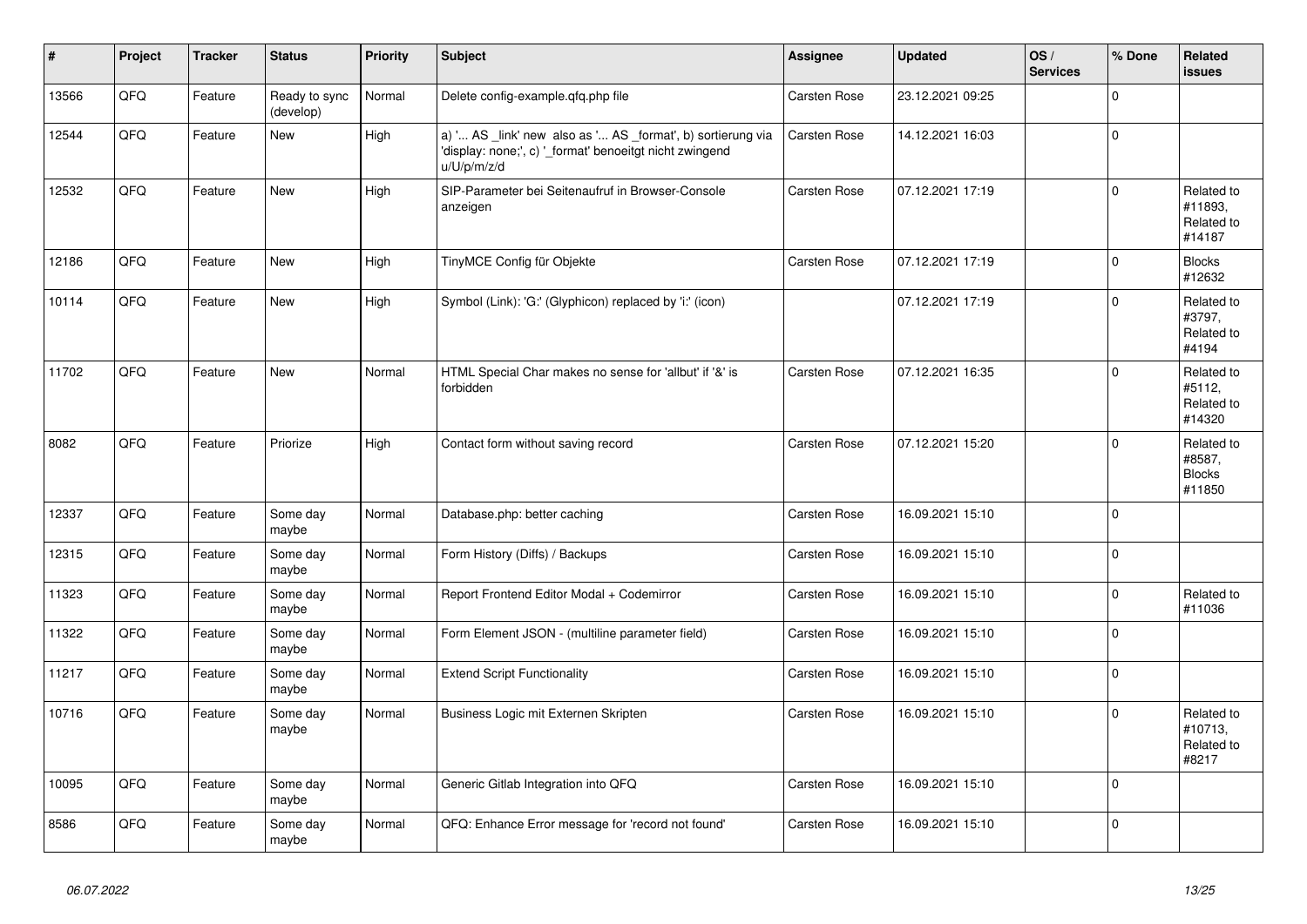| # | Project | Tracker | Status | Priority | Subject | Assignee | Updated | OS / Services | % Done | Related issues |
|---|---|---|---|---|---|---|---|---|---|---|
| 13566 | QFQ | Feature | Ready to sync (develop) | Normal | Delete config-example.qfq.php file | Carsten Rose | 23.12.2021 09:25 | | 0 | |
| 12544 | QFQ | Feature | New | High | a) '... AS _link' new also as '... AS _format', b) sortierung via 'display: none;', c) '_format' benoeitgt nicht zwingend u/U/p/m/z/d | Carsten Rose | 14.12.2021 16:03 | | 0 | |
| 12532 | QFQ | Feature | New | High | SIP-Parameter bei Seitenaufruf in Browser-Console anzeigen | Carsten Rose | 07.12.2021 17:19 | | 0 | Related to #11893, Related to #14187 |
| 12186 | QFQ | Feature | New | High | TinyMCE Config für Objekte | Carsten Rose | 07.12.2021 17:19 | | 0 | Blocks #12632 |
| 10114 | QFQ | Feature | New | High | Symbol (Link): 'G:' (Glyphicon) replaced by 'i:' (icon) | | 07.12.2021 17:19 | | 0 | Related to #3797, Related to #4194 |
| 11702 | QFQ | Feature | New | Normal | HTML Special Char makes no sense for 'allbut' if '&' is forbidden | Carsten Rose | 07.12.2021 16:35 | | 0 | Related to #5112, Related to #14320 |
| 8082 | QFQ | Feature | Priorize | High | Contact form without saving record | Carsten Rose | 07.12.2021 15:20 | | 0 | Related to #8587, Blocks #11850 |
| 12337 | QFQ | Feature | Some day maybe | Normal | Database.php: better caching | Carsten Rose | 16.09.2021 15:10 | | 0 | |
| 12315 | QFQ | Feature | Some day maybe | Normal | Form History (Diffs) / Backups | Carsten Rose | 16.09.2021 15:10 | | 0 | |
| 11323 | QFQ | Feature | Some day maybe | Normal | Report Frontend Editor Modal + Codemirror | Carsten Rose | 16.09.2021 15:10 | | 0 | Related to #11036 |
| 11322 | QFQ | Feature | Some day maybe | Normal | Form Element JSON - (multiline parameter field) | Carsten Rose | 16.09.2021 15:10 | | 0 | |
| 11217 | QFQ | Feature | Some day maybe | Normal | Extend Script Functionality | Carsten Rose | 16.09.2021 15:10 | | 0 | |
| 10716 | QFQ | Feature | Some day maybe | Normal | Business Logic mit Externen Skripten | Carsten Rose | 16.09.2021 15:10 | | 0 | Related to #10713, Related to #8217 |
| 10095 | QFQ | Feature | Some day maybe | Normal | Generic Gitlab Integration into QFQ | Carsten Rose | 16.09.2021 15:10 | | 0 | |
| 8586 | QFQ | Feature | Some day maybe | Normal | QFQ: Enhance Error message for 'record not found' | Carsten Rose | 16.09.2021 15:10 | | 0 | |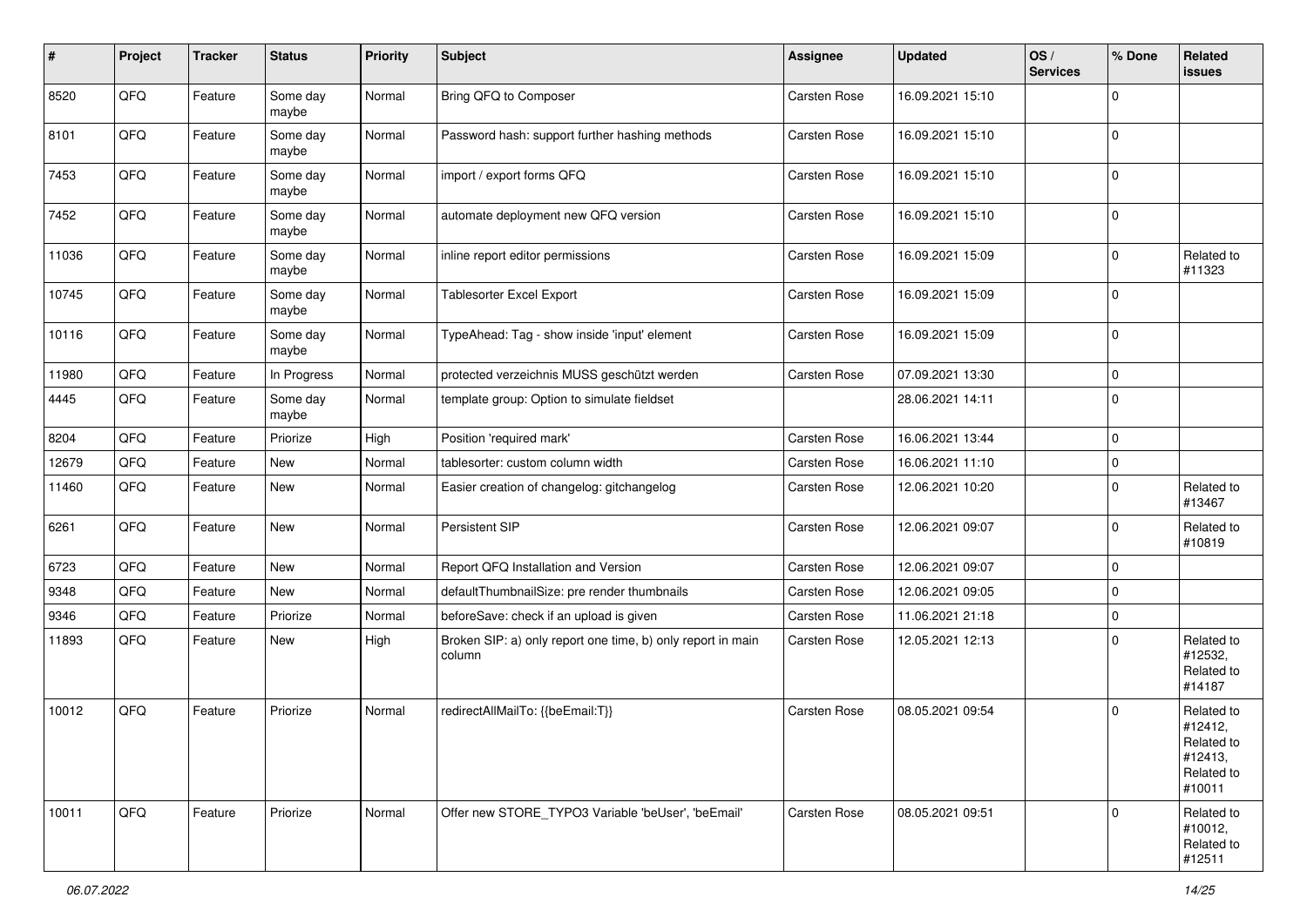| # | Project | Tracker | Status | Priority | Subject | Assignee | Updated | OS / Services | % Done | Related issues |
|---|---|---|---|---|---|---|---|---|---|---|
| 8520 | QFQ | Feature | Some day maybe | Normal | Bring QFQ to Composer | Carsten Rose | 16.09.2021 15:10 | | 0 | |
| 8101 | QFQ | Feature | Some day maybe | Normal | Password hash: support further hashing methods | Carsten Rose | 16.09.2021 15:10 | | 0 | |
| 7453 | QFQ | Feature | Some day maybe | Normal | import / export forms QFQ | Carsten Rose | 16.09.2021 15:10 | | 0 | |
| 7452 | QFQ | Feature | Some day maybe | Normal | automate deployment new QFQ version | Carsten Rose | 16.09.2021 15:10 | | 0 | |
| 11036 | QFQ | Feature | Some day maybe | Normal | inline report editor permissions | Carsten Rose | 16.09.2021 15:09 | | 0 | Related to #11323 |
| 10745 | QFQ | Feature | Some day maybe | Normal | Tablesorter Excel Export | Carsten Rose | 16.09.2021 15:09 | | 0 | |
| 10116 | QFQ | Feature | Some day maybe | Normal | TypeAhead: Tag - show inside 'input' element | Carsten Rose | 16.09.2021 15:09 | | 0 | |
| 11980 | QFQ | Feature | In Progress | Normal | protected verzeichnis MUSS geschützt werden | Carsten Rose | 07.09.2021 13:30 | | 0 | |
| 4445 | QFQ | Feature | Some day maybe | Normal | template group: Option to simulate fieldset | | 28.06.2021 14:11 | | 0 | |
| 8204 | QFQ | Feature | Priorize | High | Position 'required mark' | Carsten Rose | 16.06.2021 13:44 | | 0 | |
| 12679 | QFQ | Feature | New | Normal | tablesorter: custom column width | Carsten Rose | 16.06.2021 11:10 | | 0 | |
| 11460 | QFQ | Feature | New | Normal | Easier creation of changelog: gitchangelog | Carsten Rose | 12.06.2021 10:20 | | 0 | Related to #13467 |
| 6261 | QFQ | Feature | New | Normal | Persistent SIP | Carsten Rose | 12.06.2021 09:07 | | 0 | Related to #10819 |
| 6723 | QFQ | Feature | New | Normal | Report QFQ Installation and Version | Carsten Rose | 12.06.2021 09:07 | | 0 | |
| 9348 | QFQ | Feature | New | Normal | defaultThumbnailSize: pre render thumbnails | Carsten Rose | 12.06.2021 09:05 | | 0 | |
| 9346 | QFQ | Feature | Priorize | Normal | beforeSave: check if an upload is given | Carsten Rose | 11.06.2021 21:18 | | 0 | |
| 11893 | QFQ | Feature | New | High | Broken SIP: a) only report one time, b) only report in main column | Carsten Rose | 12.05.2021 12:13 | | 0 | Related to #12532, Related to #14187 |
| 10012 | QFQ | Feature | Priorize | Normal | redirectAllMailTo: {{beEmail:T}} | Carsten Rose | 08.05.2021 09:54 | | 0 | Related to #12412, Related to #12413, Related to #10011 |
| 10011 | QFQ | Feature | Priorize | Normal | Offer new STORE_TYPO3 Variable 'beUser', 'beEmail' | Carsten Rose | 08.05.2021 09:51 | | 0 | Related to #10012, Related to #12511 |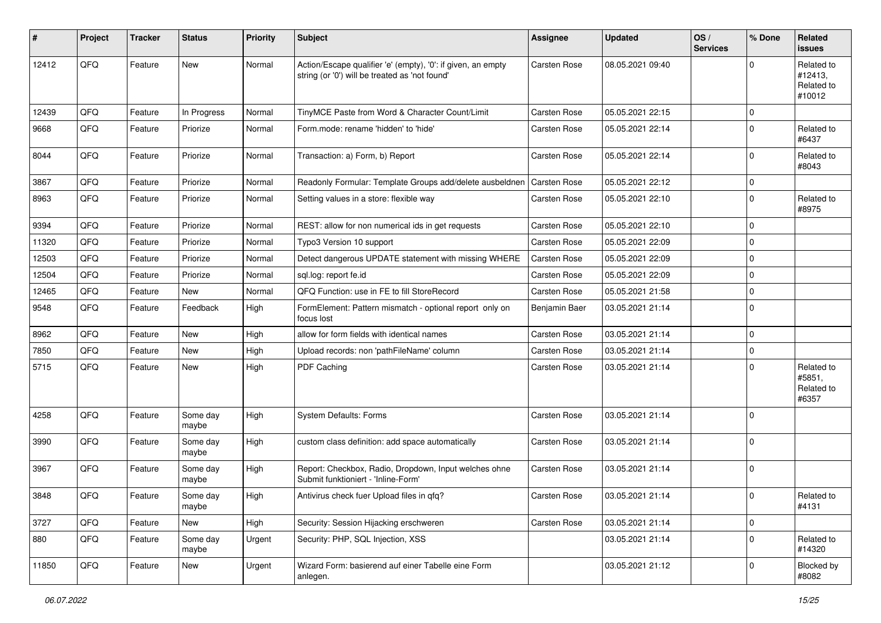| # | Project | Tracker | Status | Priority | Subject | Assignee | Updated | OS / Services | % Done | Related issues |
|---|---|---|---|---|---|---|---|---|---|---|
| 12412 | QFQ | Feature | New | Normal | Action/Escape qualifier 'e' (empty), '0': if given, an empty string (or '0') will be treated as 'not found' | Carsten Rose | 08.05.2021 09:40 | | 0 | Related to #12413, Related to #10012 |
| 12439 | QFQ | Feature | In Progress | Normal | TinyMCE Paste from Word & Character Count/Limit | Carsten Rose | 05.05.2021 22:15 | | 0 | |
| 9668 | QFQ | Feature | Priorize | Normal | Form.mode: rename 'hidden' to 'hide' | Carsten Rose | 05.05.2021 22:14 | | 0 | Related to #6437 |
| 8044 | QFQ | Feature | Priorize | Normal | Transaction: a) Form, b) Report | Carsten Rose | 05.05.2021 22:14 | | 0 | Related to #8043 |
| 3867 | QFQ | Feature | Priorize | Normal | Readonly Formular: Template Groups add/delete ausbeldnen | Carsten Rose | 05.05.2021 22:12 | | 0 | |
| 8963 | QFQ | Feature | Priorize | Normal | Setting values in a store: flexible way | Carsten Rose | 05.05.2021 22:10 | | 0 | Related to #8975 |
| 9394 | QFQ | Feature | Priorize | Normal | REST: allow for non numerical ids in get requests | Carsten Rose | 05.05.2021 22:10 | | 0 | |
| 11320 | QFQ | Feature | Priorize | Normal | Typo3 Version 10 support | Carsten Rose | 05.05.2021 22:09 | | 0 | |
| 12503 | QFQ | Feature | Priorize | Normal | Detect dangerous UPDATE statement with missing WHERE | Carsten Rose | 05.05.2021 22:09 | | 0 | |
| 12504 | QFQ | Feature | Priorize | Normal | sql.log: report fe.id | Carsten Rose | 05.05.2021 22:09 | | 0 | |
| 12465 | QFQ | Feature | New | Normal | QFQ Function: use in FE to fill StoreRecord | Carsten Rose | 05.05.2021 21:58 | | 0 | |
| 9548 | QFQ | Feature | Feedback | High | FormElement: Pattern mismatch - optional report only on focus lost | Benjamin Baer | 03.05.2021 21:14 | | 0 | |
| 8962 | QFQ | Feature | New | High | allow for form fields with identical names | Carsten Rose | 03.05.2021 21:14 | | 0 | |
| 7850 | QFQ | Feature | New | High | Upload records: non 'pathFileName' column | Carsten Rose | 03.05.2021 21:14 | | 0 | |
| 5715 | QFQ | Feature | New | High | PDF Caching | Carsten Rose | 03.05.2021 21:14 | | 0 | Related to #5851, Related to #6357 |
| 4258 | QFQ | Feature | Some day maybe | High | System Defaults: Forms | Carsten Rose | 03.05.2021 21:14 | | 0 | |
| 3990 | QFQ | Feature | Some day maybe | High | custom class definition: add space automatically | Carsten Rose | 03.05.2021 21:14 | | 0 | |
| 3967 | QFQ | Feature | Some day maybe | High | Report: Checkbox, Radio, Dropdown, Input welches ohne Submit funktioniert - 'Inline-Form' | Carsten Rose | 03.05.2021 21:14 | | 0 | |
| 3848 | QFQ | Feature | Some day maybe | High | Antivirus check fuer Upload files in qfq? | Carsten Rose | 03.05.2021 21:14 | | 0 | Related to #4131 |
| 3727 | QFQ | Feature | New | High | Security: Session Hijacking erschweren | Carsten Rose | 03.05.2021 21:14 | | 0 | |
| 880 | QFQ | Feature | Some day maybe | Urgent | Security: PHP, SQL Injection, XSS | | 03.05.2021 21:14 | | 0 | Related to #14320 |
| 11850 | QFQ | Feature | New | Urgent | Wizard Form: basierend auf einer Tabelle eine Form anlegen. | | 03.05.2021 21:12 | | 0 | Blocked by #8082 |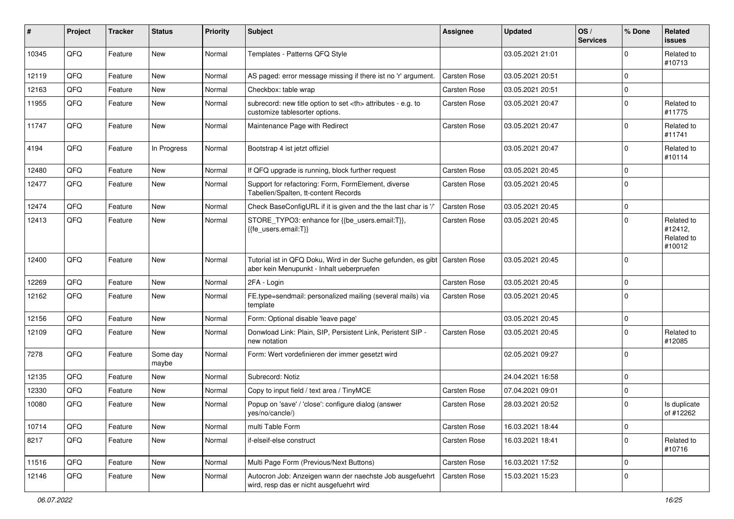| # | Project | Tracker | Status | Priority | Subject | Assignee | Updated | OS / Services | % Done | Related issues |
|---|---|---|---|---|---|---|---|---|---|---|
| 10345 | QFQ | Feature | New | Normal | Templates - Patterns QFQ Style | | 03.05.2021 21:01 | | 0 | Related to #10713 |
| 12119 | QFQ | Feature | New | Normal | AS paged: error message missing if there ist no 'r' argument. | Carsten Rose | 03.05.2021 20:51 | | 0 | |
| 12163 | QFQ | Feature | New | Normal | Checkbox: table wrap | Carsten Rose | 03.05.2021 20:51 | | 0 | |
| 11955 | QFQ | Feature | New | Normal | subrecord: new title option to set <th> attributes - e.g. to customize tablesorter options. | Carsten Rose | 03.05.2021 20:47 | | 0 | Related to #11775 |
| 11747 | QFQ | Feature | New | Normal | Maintenance Page with Redirect | Carsten Rose | 03.05.2021 20:47 | | 0 | Related to #11741 |
| 4194 | QFQ | Feature | In Progress | Normal | Bootstrap 4 ist jetzt offiziel | | 03.05.2021 20:47 | | 0 | Related to #10114 |
| 12480 | QFQ | Feature | New | Normal | If QFQ upgrade is running, block further request | Carsten Rose | 03.05.2021 20:45 | | 0 | |
| 12477 | QFQ | Feature | New | Normal | Support for refactoring: Form, FormElement, diverse Tabellen/Spalten, tt-content Records | Carsten Rose | 03.05.2021 20:45 | | 0 | |
| 12474 | QFQ | Feature | New | Normal | Check BaseConfigURL if it is given and the the last char is '/' | Carsten Rose | 03.05.2021 20:45 | | 0 | |
| 12413 | QFQ | Feature | New | Normal | STORE_TYPO3: enhance for {{be_users.email:T}}, {{fe_users.email:T}} | Carsten Rose | 03.05.2021 20:45 | | 0 | Related to #12412, Related to #10012 |
| 12400 | QFQ | Feature | New | Normal | Tutorial ist in QFQ Doku, Wird in der Suche gefunden, es gibt aber kein Menupunkt - Inhalt ueberpruefen | Carsten Rose | 03.05.2021 20:45 | | 0 | |
| 12269 | QFQ | Feature | New | Normal | 2FA - Login | Carsten Rose | 03.05.2021 20:45 | | 0 | |
| 12162 | QFQ | Feature | New | Normal | FE.type=sendmail: personalized mailing (several mails) via template | Carsten Rose | 03.05.2021 20:45 | | 0 | |
| 12156 | QFQ | Feature | New | Normal | Form: Optional disable 'leave page' | | 03.05.2021 20:45 | | 0 | |
| 12109 | QFQ | Feature | New | Normal | Donwload Link: Plain, SIP, Persistent Link, Peristent SIP - new notation | Carsten Rose | 03.05.2021 20:45 | | 0 | Related to #12085 |
| 7278 | QFQ | Feature | Some day maybe | Normal | Form: Wert vordefinieren der immer gesetzt wird | | 02.05.2021 09:27 | | 0 | |
| 12135 | QFQ | Feature | New | Normal | Subrecord: Notiz | | 24.04.2021 16:58 | | 0 | |
| 12330 | QFQ | Feature | New | Normal | Copy to input field / text area / TinyMCE | Carsten Rose | 07.04.2021 09:01 | | 0 | |
| 10080 | QFQ | Feature | New | Normal | Popup on 'save' / 'close': configure dialog (answer yes/no/cancle/) | Carsten Rose | 28.03.2021 20:52 | | 0 | Is duplicate of #12262 |
| 10714 | QFQ | Feature | New | Normal | multi Table Form | Carsten Rose | 16.03.2021 18:44 | | 0 | |
| 8217 | QFQ | Feature | New | Normal | if-elseif-else construct | Carsten Rose | 16.03.2021 18:41 | | 0 | Related to #10716 |
| 11516 | QFQ | Feature | New | Normal | Multi Page Form (Previous/Next Buttons) | Carsten Rose | 16.03.2021 17:52 | | 0 | |
| 12146 | QFQ | Feature | New | Normal | Autocron Job: Anzeigen wann der naechste Job ausgefuehrt wird, resp das er nicht ausgefuehrt wird | Carsten Rose | 15.03.2021 15:23 | | 0 | |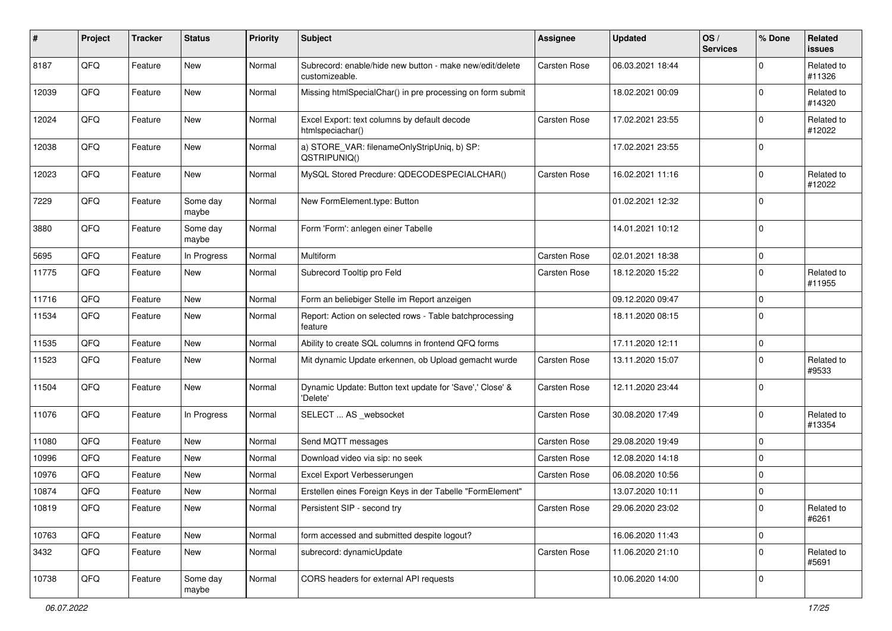| # | Project | Tracker | Status | Priority | Subject | Assignee | Updated | OS / Services | % Done | Related issues |
|---|---|---|---|---|---|---|---|---|---|---|
| 8187 | QFQ | Feature | New | Normal | Subrecord: enable/hide new button - make new/edit/delete customizeable. | Carsten Rose | 06.03.2021 18:44 | | 0 | Related to #11326 |
| 12039 | QFQ | Feature | New | Normal | Missing htmlSpecialChar() in pre processing on form submit | | 18.02.2021 00:09 | | 0 | Related to #14320 |
| 12024 | QFQ | Feature | New | Normal | Excel Export: text columns by default decode htmlspeciachar() | Carsten Rose | 17.02.2021 23:55 | | 0 | Related to #12022 |
| 12038 | QFQ | Feature | New | Normal | a) STORE_VAR: filenameOnlyStripUniq, b) SP: QSTRIPUNIQ() | | 17.02.2021 23:55 | | 0 | |
| 12023 | QFQ | Feature | New | Normal | MySQL Stored Precdure: QDECODESPECIALCHAR() | Carsten Rose | 16.02.2021 11:16 | | 0 | Related to #12022 |
| 7229 | QFQ | Feature | Some day maybe | Normal | New FormElement.type: Button | | 01.02.2021 12:32 | | 0 | |
| 3880 | QFQ | Feature | Some day maybe | Normal | Form 'Form': anlegen einer Tabelle | | 14.01.2021 10:12 | | 0 | |
| 5695 | QFQ | Feature | In Progress | Normal | Multiform | Carsten Rose | 02.01.2021 18:38 | | 0 | |
| 11775 | QFQ | Feature | New | Normal | Subrecord Tooltip pro Feld | Carsten Rose | 18.12.2020 15:22 | | 0 | Related to #11955 |
| 11716 | QFQ | Feature | New | Normal | Form an beliebiger Stelle im Report anzeigen | | 09.12.2020 09:47 | | 0 | |
| 11534 | QFQ | Feature | New | Normal | Report: Action on selected rows - Table batchprocessing feature | | 18.11.2020 08:15 | | 0 | |
| 11535 | QFQ | Feature | New | Normal | Ability to create SQL columns in frontend QFQ forms | | 17.11.2020 12:11 | | 0 | |
| 11523 | QFQ | Feature | New | Normal | Mit dynamic Update erkennen, ob Upload gemacht wurde | Carsten Rose | 13.11.2020 15:07 | | 0 | Related to #9533 |
| 11504 | QFQ | Feature | New | Normal | Dynamic Update: Button text update for 'Save',' Close' & 'Delete' | Carsten Rose | 12.11.2020 23:44 | | 0 | |
| 11076 | QFQ | Feature | In Progress | Normal | SELECT ... AS _websocket | Carsten Rose | 30.08.2020 17:49 | | 0 | Related to #13354 |
| 11080 | QFQ | Feature | New | Normal | Send MQTT messages | Carsten Rose | 29.08.2020 19:49 | | 0 | |
| 10996 | QFQ | Feature | New | Normal | Download video via sip: no seek | Carsten Rose | 12.08.2020 14:18 | | 0 | |
| 10976 | QFQ | Feature | New | Normal | Excel Export Verbesserungen | Carsten Rose | 06.08.2020 10:56 | | 0 | |
| 10874 | QFQ | Feature | New | Normal | Erstellen eines Foreign Keys in der Tabelle "FormElement" | | 13.07.2020 10:11 | | 0 | |
| 10819 | QFQ | Feature | New | Normal | Persistent SIP - second try | Carsten Rose | 29.06.2020 23:02 | | 0 | Related to #6261 |
| 10763 | QFQ | Feature | New | Normal | form accessed and submitted despite logout? | | 16.06.2020 11:43 | | 0 | |
| 3432 | QFQ | Feature | New | Normal | subrecord: dynamicUpdate | Carsten Rose | 11.06.2020 21:10 | | 0 | Related to #5691 |
| 10738 | QFQ | Feature | Some day maybe | Normal | CORS headers for external API requests | | 10.06.2020 14:00 | | 0 | |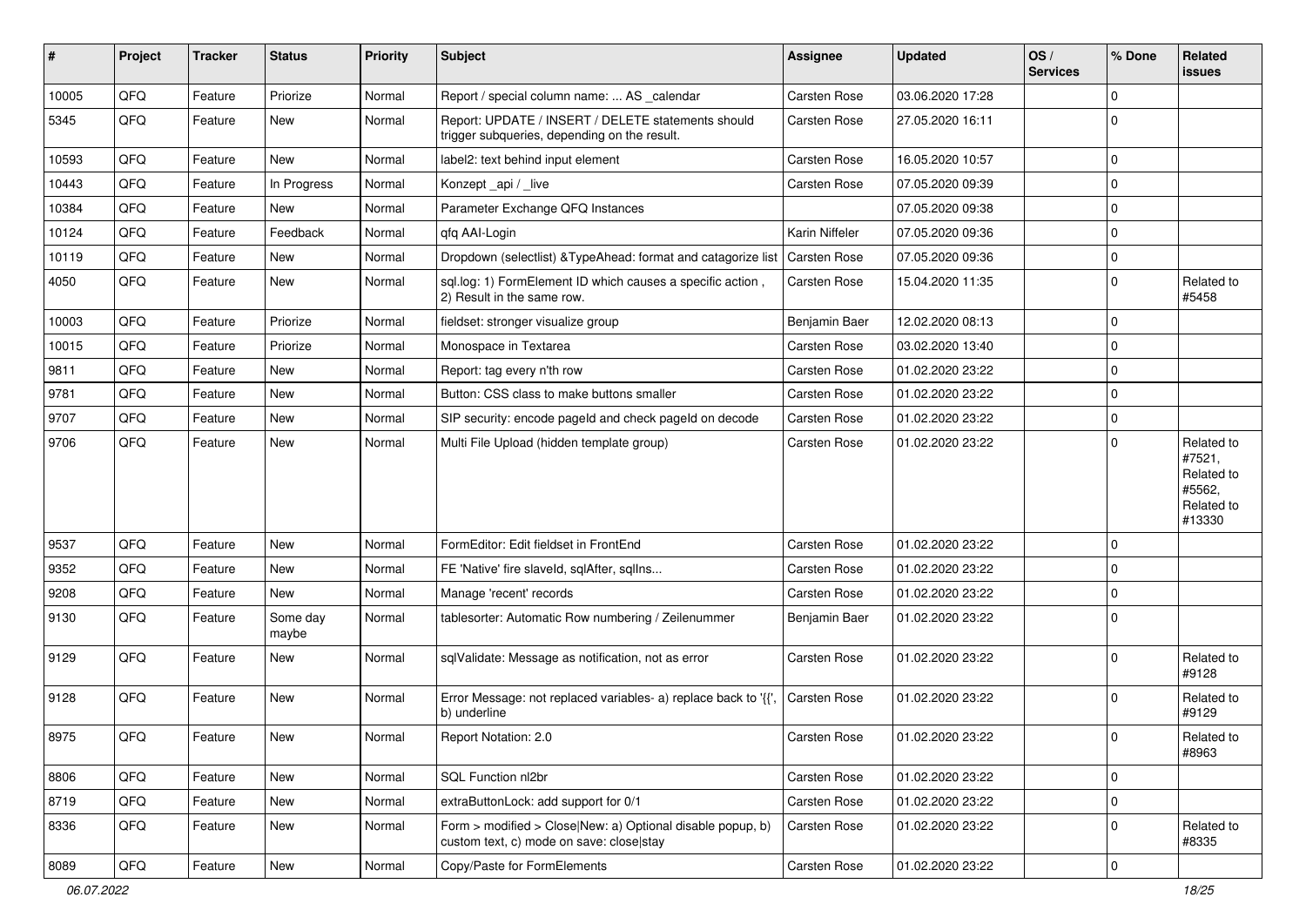| # | Project | Tracker | Status | Priority | Subject | Assignee | Updated | OS / Services | % Done | Related issues |
|---|---|---|---|---|---|---|---|---|---|---|
| 10005 | QFQ | Feature | Priorize | Normal | Report / special column name: ... AS _calendar | Carsten Rose | 03.06.2020 17:28 | | 0 | |
| 5345 | QFQ | Feature | New | Normal | Report: UPDATE / INSERT / DELETE statements should trigger subqueries, depending on the result. | Carsten Rose | 27.05.2020 16:11 | | 0 | |
| 10593 | QFQ | Feature | New | Normal | label2: text behind input element | Carsten Rose | 16.05.2020 10:57 | | 0 | |
| 10443 | QFQ | Feature | In Progress | Normal | Konzept _api / _live | Carsten Rose | 07.05.2020 09:39 | | 0 | |
| 10384 | QFQ | Feature | New | Normal | Parameter Exchange QFQ Instances | | 07.05.2020 09:38 | | 0 | |
| 10124 | QFQ | Feature | Feedback | Normal | qfq AAI-Login | Karin Niffeler | 07.05.2020 09:36 | | 0 | |
| 10119 | QFQ | Feature | New | Normal | Dropdown (selectlist) &TypeAhead: format and catagorize list | Carsten Rose | 07.05.2020 09:36 | | 0 | |
| 4050 | QFQ | Feature | New | Normal | sql.log: 1) FormElement ID which causes a specific action , 2) Result in the same row. | Carsten Rose | 15.04.2020 11:35 | | 0 | Related to #5458 |
| 10003 | QFQ | Feature | Priorize | Normal | fieldset: stronger visualize group | Benjamin Baer | 12.02.2020 08:13 | | 0 | |
| 10015 | QFQ | Feature | Priorize | Normal | Monospace in Textarea | Carsten Rose | 03.02.2020 13:40 | | 0 | |
| 9811 | QFQ | Feature | New | Normal | Report: tag every n'th row | Carsten Rose | 01.02.2020 23:22 | | 0 | |
| 9781 | QFQ | Feature | New | Normal | Button: CSS class to make buttons smaller | Carsten Rose | 01.02.2020 23:22 | | 0 | |
| 9707 | QFQ | Feature | New | Normal | SIP security: encode pageId and check pageId on decode | Carsten Rose | 01.02.2020 23:22 | | 0 | |
| 9706 | QFQ | Feature | New | Normal | Multi File Upload (hidden template group) | Carsten Rose | 01.02.2020 23:22 | | 0 | Related to #7521, Related to #5562, Related to #13330 |
| 9537 | QFQ | Feature | New | Normal | FormEditor: Edit fieldset in FrontEnd | Carsten Rose | 01.02.2020 23:22 | | 0 | |
| 9352 | QFQ | Feature | New | Normal | FE 'Native' fire slaveId, sqlAfter, sqlIns... | Carsten Rose | 01.02.2020 23:22 | | 0 | |
| 9208 | QFQ | Feature | New | Normal | Manage 'recent' records | Carsten Rose | 01.02.2020 23:22 | | 0 | |
| 9130 | QFQ | Feature | Some day maybe | Normal | tablesorter: Automatic Row numbering / Zeilenummer | Benjamin Baer | 01.02.2020 23:22 | | 0 | |
| 9129 | QFQ | Feature | New | Normal | sqlValidate: Message as notification, not as error | Carsten Rose | 01.02.2020 23:22 | | 0 | Related to #9128 |
| 9128 | QFQ | Feature | New | Normal | Error Message: not replaced variables- a) replace back to '{{', b) underline | Carsten Rose | 01.02.2020 23:22 | | 0 | Related to #9129 |
| 8975 | QFQ | Feature | New | Normal | Report Notation: 2.0 | Carsten Rose | 01.02.2020 23:22 | | 0 | Related to #8963 |
| 8806 | QFQ | Feature | New | Normal | SQL Function nl2br | Carsten Rose | 01.02.2020 23:22 | | 0 | |
| 8719 | QFQ | Feature | New | Normal | extraButtonLock: add support for 0/1 | Carsten Rose | 01.02.2020 23:22 | | 0 | |
| 8336 | QFQ | Feature | New | Normal | Form > modified > Close\|New: a) Optional disable popup, b) custom text, c) mode on save: close\|stay | Carsten Rose | 01.02.2020 23:22 | | 0 | Related to #8335 |
| 8089 | QFQ | Feature | New | Normal | Copy/Paste for FormElements | Carsten Rose | 01.02.2020 23:22 | | 0 | |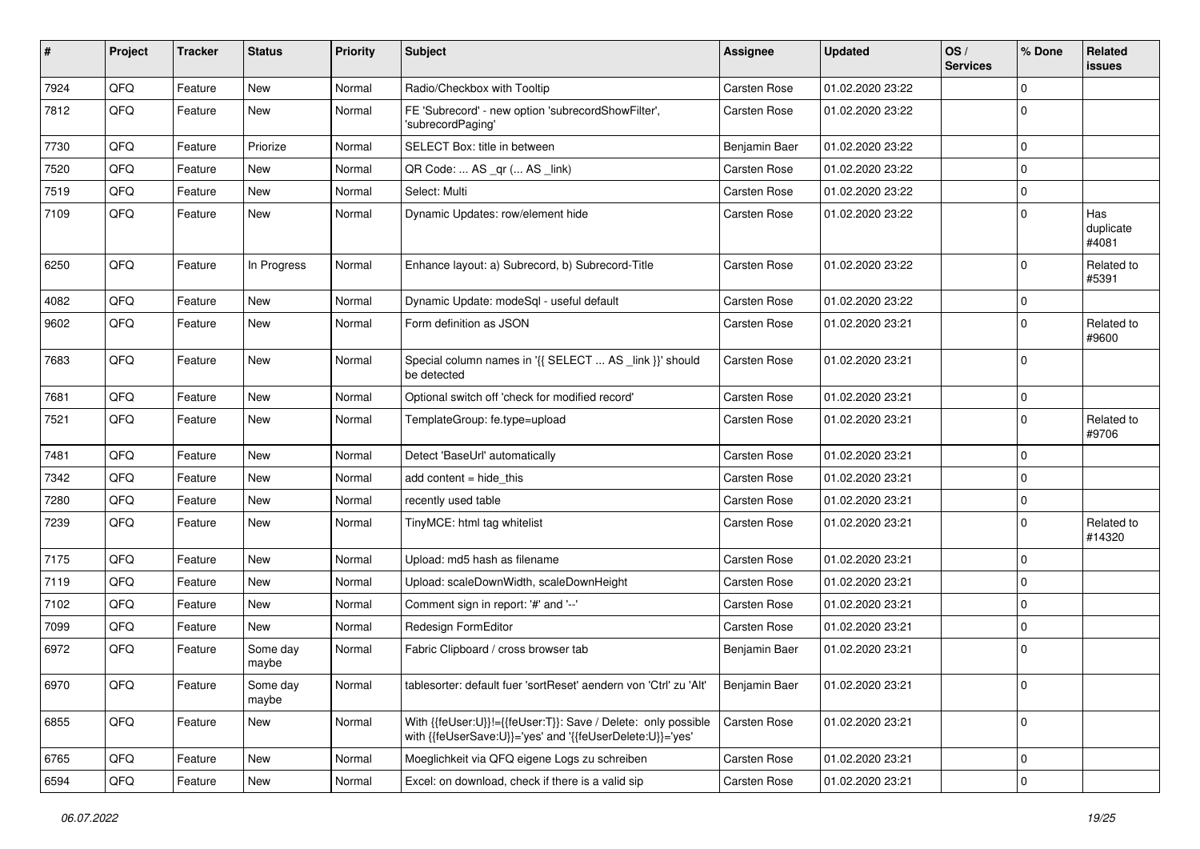| # | Project | Tracker | Status | Priority | Subject | Assignee | Updated | OS / Services | % Done | Related issues |
|---|---|---|---|---|---|---|---|---|---|---|
| 7924 | QFQ | Feature | New | Normal | Radio/Checkbox with Tooltip | Carsten Rose | 01.02.2020 23:22 | | 0 | |
| 7812 | QFQ | Feature | New | Normal | FE 'Subrecord' - new option 'subrecordShowFilter', 'subrecordPaging' | Carsten Rose | 01.02.2020 23:22 | | 0 | |
| 7730 | QFQ | Feature | Priorize | Normal | SELECT Box: title in between | Benjamin Baer | 01.02.2020 23:22 | | 0 | |
| 7520 | QFQ | Feature | New | Normal | QR Code: ... AS _qr (... AS _link) | Carsten Rose | 01.02.2020 23:22 | | 0 | |
| 7519 | QFQ | Feature | New | Normal | Select: Multi | Carsten Rose | 01.02.2020 23:22 | | 0 | |
| 7109 | QFQ | Feature | New | Normal | Dynamic Updates: row/element hide | Carsten Rose | 01.02.2020 23:22 | | 0 | Has duplicate #4081 |
| 6250 | QFQ | Feature | In Progress | Normal | Enhance layout: a) Subrecord, b) Subrecord-Title | Carsten Rose | 01.02.2020 23:22 | | 0 | Related to #5391 |
| 4082 | QFQ | Feature | New | Normal | Dynamic Update: modeSql - useful default | Carsten Rose | 01.02.2020 23:22 | | 0 | |
| 9602 | QFQ | Feature | New | Normal | Form definition as JSON | Carsten Rose | 01.02.2020 23:21 | | 0 | Related to #9600 |
| 7683 | QFQ | Feature | New | Normal | Special column names in '{{ SELECT ... AS _link }}' should be detected | Carsten Rose | 01.02.2020 23:21 | | 0 | |
| 7681 | QFQ | Feature | New | Normal | Optional switch off 'check for modified record' | Carsten Rose | 01.02.2020 23:21 | | 0 | |
| 7521 | QFQ | Feature | New | Normal | TemplateGroup: fe.type=upload | Carsten Rose | 01.02.2020 23:21 | | 0 | Related to #9706 |
| 7481 | QFQ | Feature | New | Normal | Detect 'BaseUrl' automatically | Carsten Rose | 01.02.2020 23:21 | | 0 | |
| 7342 | QFQ | Feature | New | Normal | add content = hide_this | Carsten Rose | 01.02.2020 23:21 | | 0 | |
| 7280 | QFQ | Feature | New | Normal | recently used table | Carsten Rose | 01.02.2020 23:21 | | 0 | |
| 7239 | QFQ | Feature | New | Normal | TinyMCE: html tag whitelist | Carsten Rose | 01.02.2020 23:21 | | 0 | Related to #14320 |
| 7175 | QFQ | Feature | New | Normal | Upload: md5 hash as filename | Carsten Rose | 01.02.2020 23:21 | | 0 | |
| 7119 | QFQ | Feature | New | Normal | Upload: scaleDownWidth, scaleDownHeight | Carsten Rose | 01.02.2020 23:21 | | 0 | |
| 7102 | QFQ | Feature | New | Normal | Comment sign in report: '#' and '--' | Carsten Rose | 01.02.2020 23:21 | | 0 | |
| 7099 | QFQ | Feature | New | Normal | Redesign FormEditor | Carsten Rose | 01.02.2020 23:21 | | 0 | |
| 6972 | QFQ | Feature | Some day maybe | Normal | Fabric Clipboard / cross browser tab | Benjamin Baer | 01.02.2020 23:21 | | 0 | |
| 6970 | QFQ | Feature | Some day maybe | Normal | tablesorter: default fuer 'sortReset' aendern von 'Ctrl' zu 'Alt' | Benjamin Baer | 01.02.2020 23:21 | | 0 | |
| 6855 | QFQ | Feature | New | Normal | With {{feUser:U}}!={{feUser:T}}: Save / Delete: only possible with {{feUserSave:U}}='yes' and '{{feUserDelete:U}}='yes' | Carsten Rose | 01.02.2020 23:21 | | 0 | |
| 6765 | QFQ | Feature | New | Normal | Moeglichkeit via QFQ eigene Logs zu schreiben | Carsten Rose | 01.02.2020 23:21 | | 0 | |
| 6594 | QFQ | Feature | New | Normal | Excel: on download, check if there is a valid sip | Carsten Rose | 01.02.2020 23:21 | | 0 | |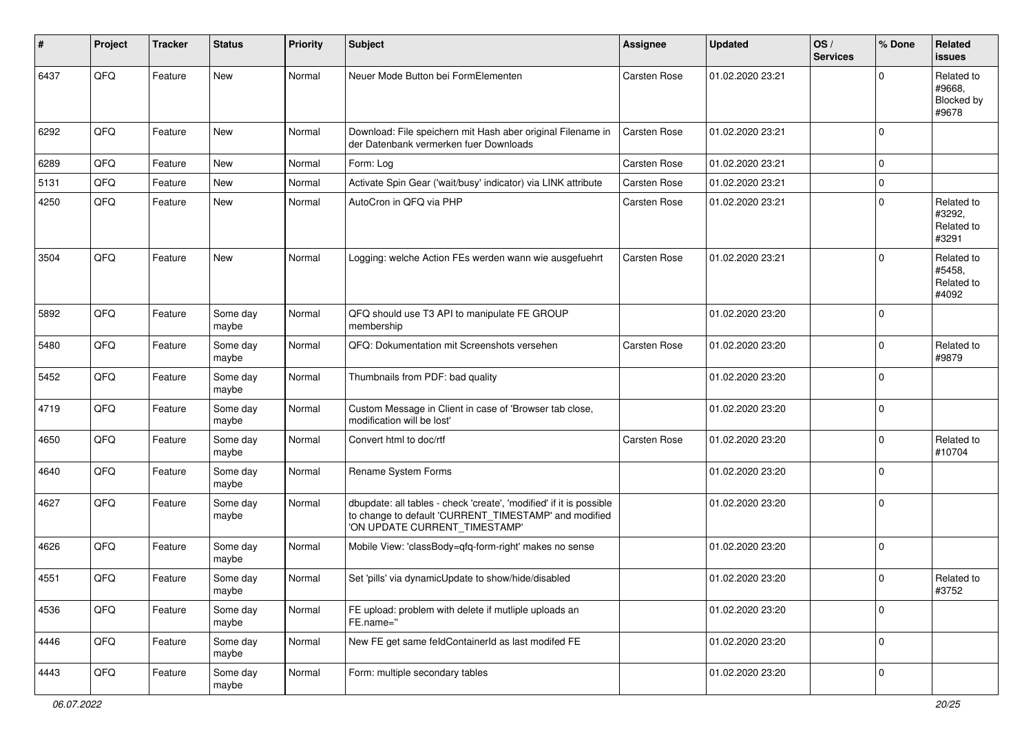| # | Project | Tracker | Status | Priority | Subject | Assignee | Updated | OS / Services | % Done | Related issues |
|---|---|---|---|---|---|---|---|---|---|---|
| 6437 | QFQ | Feature | New | Normal | Neuer Mode Button bei FormElementen | Carsten Rose | 01.02.2020 23:21 | | 0 | Related to #9668, Blocked by #9678 |
| 6292 | QFQ | Feature | New | Normal | Download: File speichern mit Hash aber original Filename in der Datenbank vermerken fuer Downloads | Carsten Rose | 01.02.2020 23:21 | | 0 | |
| 6289 | QFQ | Feature | New | Normal | Form: Log | Carsten Rose | 01.02.2020 23:21 | | 0 | |
| 5131 | QFQ | Feature | New | Normal | Activate Spin Gear ('wait/busy' indicator) via LINK attribute | Carsten Rose | 01.02.2020 23:21 | | 0 | |
| 4250 | QFQ | Feature | New | Normal | AutoCron in QFQ via PHP | Carsten Rose | 01.02.2020 23:21 | | 0 | Related to #3292, Related to #3291 |
| 3504 | QFQ | Feature | New | Normal | Logging: welche Action FEs werden wann wie ausgefuehrt | Carsten Rose | 01.02.2020 23:21 | | 0 | Related to #5458, Related to #4092 |
| 5892 | QFQ | Feature | Some day maybe | Normal | QFQ should use T3 API to manipulate FE GROUP membership | | 01.02.2020 23:20 | | 0 | |
| 5480 | QFQ | Feature | Some day maybe | Normal | QFQ: Dokumentation mit Screenshots versehen | Carsten Rose | 01.02.2020 23:20 | | 0 | Related to #9879 |
| 5452 | QFQ | Feature | Some day maybe | Normal | Thumbnails from PDF: bad quality | | 01.02.2020 23:20 | | 0 | |
| 4719 | QFQ | Feature | Some day maybe | Normal | Custom Message in Client in case of 'Browser tab close, modification will be lost' | | 01.02.2020 23:20 | | 0 | |
| 4650 | QFQ | Feature | Some day maybe | Normal | Convert html to doc/rtf | Carsten Rose | 01.02.2020 23:20 | | 0 | Related to #10704 |
| 4640 | QFQ | Feature | Some day maybe | Normal | Rename System Forms | | 01.02.2020 23:20 | | 0 | |
| 4627 | QFQ | Feature | Some day maybe | Normal | dbupdate: all tables - check 'create', 'modified' if it is possible to change to default 'CURRENT_TIMESTAMP' and modified 'ON UPDATE CURRENT_TIMESTAMP' | | 01.02.2020 23:20 | | 0 | |
| 4626 | QFQ | Feature | Some day maybe | Normal | Mobile View: 'classBody=qfq-form-right' makes no sense | | 01.02.2020 23:20 | | 0 | |
| 4551 | QFQ | Feature | Some day maybe | Normal | Set 'pills' via dynamicUpdate to show/hide/disabled | | 01.02.2020 23:20 | | 0 | Related to #3752 |
| 4536 | QFQ | Feature | Some day maybe | Normal | FE upload: problem with delete if mutliple uploads an FE.name='' | | 01.02.2020 23:20 | | 0 | |
| 4446 | QFQ | Feature | Some day maybe | Normal | New FE get same feldContainerId as last modifed FE | | 01.02.2020 23:20 | | 0 | |
| 4443 | QFQ | Feature | Some day maybe | Normal | Form: multiple secondary tables | | 01.02.2020 23:20 | | 0 | |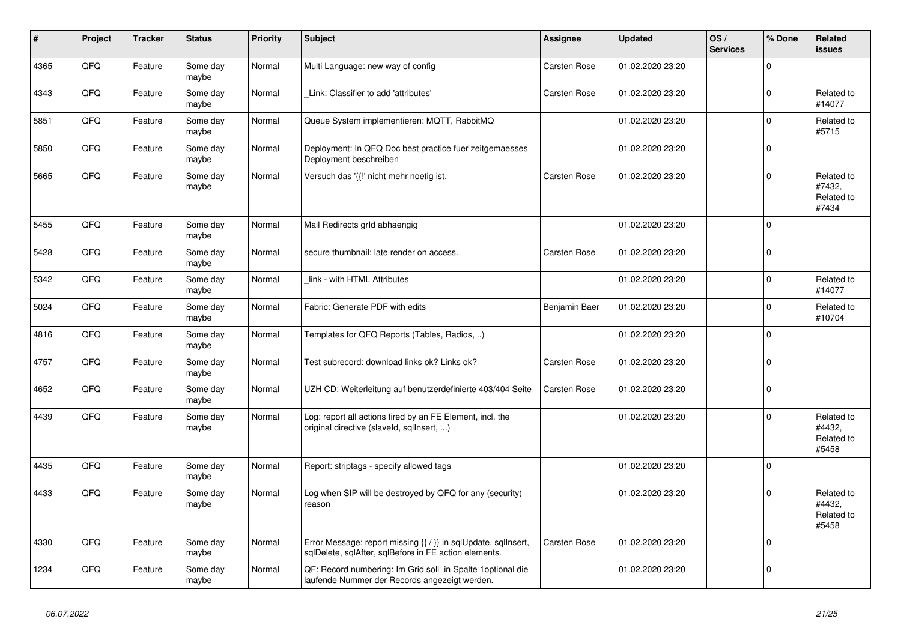| # | Project | Tracker | Status | Priority | Subject | Assignee | Updated | OS / Services | % Done | Related issues |
|---|---|---|---|---|---|---|---|---|---|---|
| 4365 | QFQ | Feature | Some day maybe | Normal | Multi Language: new way of config | Carsten Rose | 01.02.2020 23:20 | | 0 | |
| 4343 | QFQ | Feature | Some day maybe | Normal | _Link: Classifier to add 'attributes' | Carsten Rose | 01.02.2020 23:20 | | 0 | Related to #14077 |
| 5851 | QFQ | Feature | Some day maybe | Normal | Queue System implementieren: MQTT, RabbitMQ | | 01.02.2020 23:20 | | 0 | Related to #5715 |
| 5850 | QFQ | Feature | Some day maybe | Normal | Deployment: In QFQ Doc best practice fuer zeitgemaesses Deployment beschreiben | | 01.02.2020 23:20 | | 0 | |
| 5665 | QFQ | Feature | Some day maybe | Normal | Versuch das '{{!' nicht mehr noetig ist. | Carsten Rose | 01.02.2020 23:20 | | 0 | Related to #7432, Related to #7434 |
| 5455 | QFQ | Feature | Some day maybe | Normal | Mail Redirects grId abhaengig | | 01.02.2020 23:20 | | 0 | |
| 5428 | QFQ | Feature | Some day maybe | Normal | secure thumbnail: late render on access. | Carsten Rose | 01.02.2020 23:20 | | 0 | |
| 5342 | QFQ | Feature | Some day maybe | Normal | _link - with HTML Attributes | | 01.02.2020 23:20 | | 0 | Related to #14077 |
| 5024 | QFQ | Feature | Some day maybe | Normal | Fabric: Generate PDF with edits | Benjamin Baer | 01.02.2020 23:20 | | 0 | Related to #10704 |
| 4816 | QFQ | Feature | Some day maybe | Normal | Templates for QFQ Reports (Tables, Radios, ..) | | 01.02.2020 23:20 | | 0 | |
| 4757 | QFQ | Feature | Some day maybe | Normal | Test subrecord: download links ok? Links ok? | Carsten Rose | 01.02.2020 23:20 | | 0 | |
| 4652 | QFQ | Feature | Some day maybe | Normal | UZH CD: Weiterleitung auf benutzerdefinierte 403/404 Seite | Carsten Rose | 01.02.2020 23:20 | | 0 | |
| 4439 | QFQ | Feature | Some day maybe | Normal | Log: report all actions fired by an FE Element, incl. the original directive (slaveId, sqlInsert, ...) | | 01.02.2020 23:20 | | 0 | Related to #4432, Related to #5458 |
| 4435 | QFQ | Feature | Some day maybe | Normal | Report: striptags - specify allowed tags | | 01.02.2020 23:20 | | 0 | |
| 4433 | QFQ | Feature | Some day maybe | Normal | Log when SIP will be destroyed by QFQ for any (security) reason | | 01.02.2020 23:20 | | 0 | Related to #4432, Related to #5458 |
| 4330 | QFQ | Feature | Some day maybe | Normal | Error Message: report missing {{ / }} in sqlUpdate, sqlInsert, sqlDelete, sqlAfter, sqlBefore in FE action elements. | Carsten Rose | 01.02.2020 23:20 | | 0 | |
| 1234 | QFQ | Feature | Some day maybe | Normal | QF: Record numbering: Im Grid soll in Spalte 1optional die laufende Nummer der Records angezeigt werden. | | 01.02.2020 23:20 | | 0 | |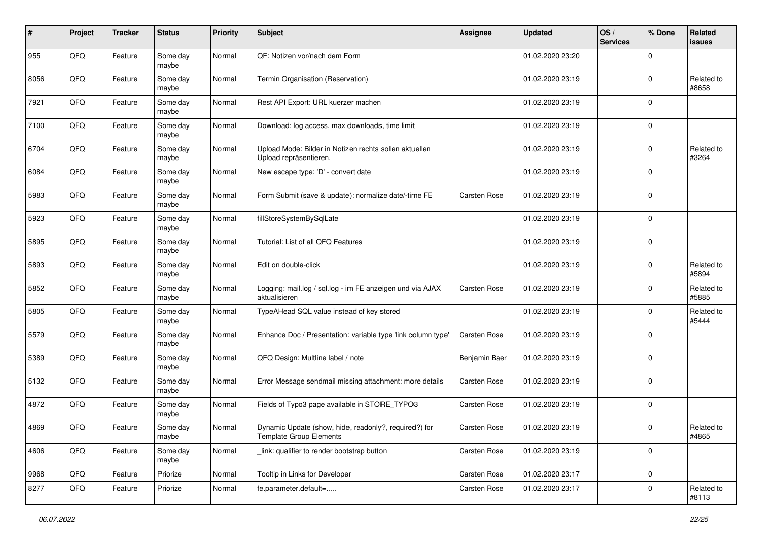| # | Project | Tracker | Status | Priority | Subject | Assignee | Updated | OS / Services | % Done | Related issues |
|---|---|---|---|---|---|---|---|---|---|---|
| 955 | QFQ | Feature | Some day maybe | Normal | QF: Notizen vor/nach dem Form | | 01.02.2020 23:20 | | 0 | |
| 8056 | QFQ | Feature | Some day maybe | Normal | Termin Organisation (Reservation) | | 01.02.2020 23:19 | | 0 | Related to #8658 |
| 7921 | QFQ | Feature | Some day maybe | Normal | Rest API Export: URL kuerzer machen | | 01.02.2020 23:19 | | 0 | |
| 7100 | QFQ | Feature | Some day maybe | Normal | Download: log access, max downloads, time limit | | 01.02.2020 23:19 | | 0 | |
| 6704 | QFQ | Feature | Some day maybe | Normal | Upload Mode: Bilder in Notizen rechts sollen aktuellen Upload repräsentieren. | | 01.02.2020 23:19 | | 0 | Related to #3264 |
| 6084 | QFQ | Feature | Some day maybe | Normal | New escape type: 'D' - convert date | | 01.02.2020 23:19 | | 0 | |
| 5983 | QFQ | Feature | Some day maybe | Normal | Form Submit (save & update): normalize date/-time FE | Carsten Rose | 01.02.2020 23:19 | | 0 | |
| 5923 | QFQ | Feature | Some day maybe | Normal | fillStoreSystemBySqlLate | | 01.02.2020 23:19 | | 0 | |
| 5895 | QFQ | Feature | Some day maybe | Normal | Tutorial: List of all QFQ Features | | 01.02.2020 23:19 | | 0 | |
| 5893 | QFQ | Feature | Some day maybe | Normal | Edit on double-click | | 01.02.2020 23:19 | | 0 | Related to #5894 |
| 5852 | QFQ | Feature | Some day maybe | Normal | Logging: mail.log / sql.log - im FE anzeigen und via AJAX aktualisieren | Carsten Rose | 01.02.2020 23:19 | | 0 | Related to #5885 |
| 5805 | QFQ | Feature | Some day maybe | Normal | TypeAHead SQL value instead of key stored | | 01.02.2020 23:19 | | 0 | Related to #5444 |
| 5579 | QFQ | Feature | Some day maybe | Normal | Enhance Doc / Presentation: variable type 'link column type' | Carsten Rose | 01.02.2020 23:19 | | 0 | |
| 5389 | QFQ | Feature | Some day maybe | Normal | QFQ Design: Multline label / note | Benjamin Baer | 01.02.2020 23:19 | | 0 | |
| 5132 | QFQ | Feature | Some day maybe | Normal | Error Message sendmail missing attachment: more details | Carsten Rose | 01.02.2020 23:19 | | 0 | |
| 4872 | QFQ | Feature | Some day maybe | Normal | Fields of Typo3 page available in STORE_TYPO3 | Carsten Rose | 01.02.2020 23:19 | | 0 | |
| 4869 | QFQ | Feature | Some day maybe | Normal | Dynamic Update (show, hide, readonly?, required?) for Template Group Elements | Carsten Rose | 01.02.2020 23:19 | | 0 | Related to #4865 |
| 4606 | QFQ | Feature | Some day maybe | Normal | _link: qualifier to render bootstrap button | Carsten Rose | 01.02.2020 23:19 | | 0 | |
| 9968 | QFQ | Feature | Priorize | Normal | Tooltip in Links for Developer | Carsten Rose | 01.02.2020 23:17 | | 0 | |
| 8277 | QFQ | Feature | Priorize | Normal | fe.parameter.default=..... | Carsten Rose | 01.02.2020 23:17 | | 0 | Related to #8113 |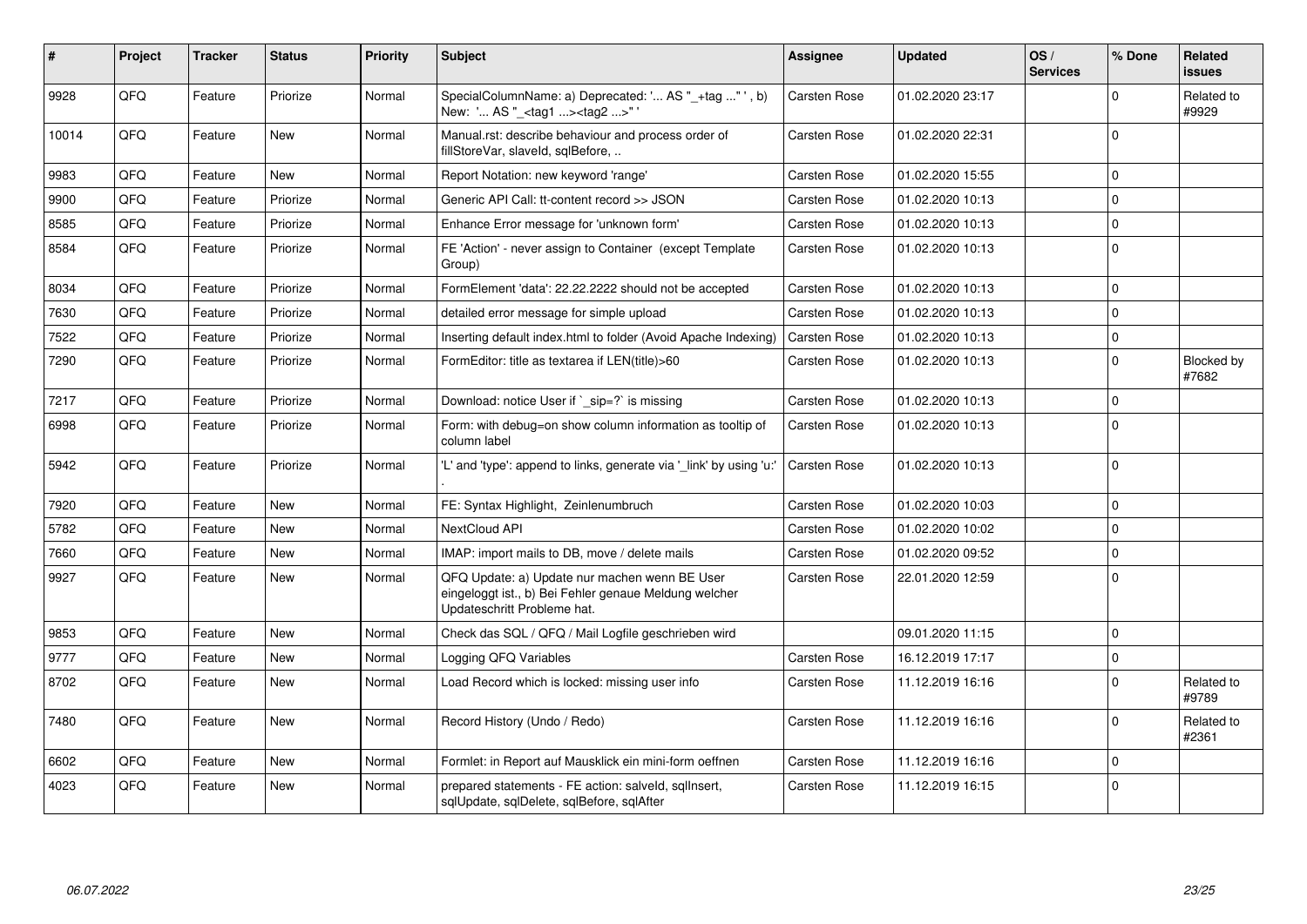| # | Project | Tracker | Status | Priority | Subject | Assignee | Updated | OS / Services | % Done | Related issues |
|---|---|---|---|---|---|---|---|---|---|---|
| 9928 | QFQ | Feature | Priorize | Normal | SpecialColumnName: a) Deprecated: '... AS "_+tag ..." ', b) New: '... AS "_<tag1 ...><tag2 ...>" ' | Carsten Rose | 01.02.2020 23:17 | | 0 | Related to #9929 |
| 10014 | QFQ | Feature | New | Normal | Manual.rst: describe behaviour and process order of fillStoreVar, slaveId, sqlBefore, .. | Carsten Rose | 01.02.2020 22:31 | | 0 | |
| 9983 | QFQ | Feature | New | Normal | Report Notation: new keyword 'range' | Carsten Rose | 01.02.2020 15:55 | | 0 | |
| 9900 | QFQ | Feature | Priorize | Normal | Generic API Call: tt-content record >> JSON | Carsten Rose | 01.02.2020 10:13 | | 0 | |
| 8585 | QFQ | Feature | Priorize | Normal | Enhance Error message for 'unknown form' | Carsten Rose | 01.02.2020 10:13 | | 0 | |
| 8584 | QFQ | Feature | Priorize | Normal | FE 'Action' - never assign to Container (except Template Group) | Carsten Rose | 01.02.2020 10:13 | | 0 | |
| 8034 | QFQ | Feature | Priorize | Normal | FormElement 'data': 22.22.2222 should not be accepted | Carsten Rose | 01.02.2020 10:13 | | 0 | |
| 7630 | QFQ | Feature | Priorize | Normal | detailed error message for simple upload | Carsten Rose | 01.02.2020 10:13 | | 0 | |
| 7522 | QFQ | Feature | Priorize | Normal | Inserting default index.html to folder (Avoid Apache Indexing) | Carsten Rose | 01.02.2020 10:13 | | 0 | |
| 7290 | QFQ | Feature | Priorize | Normal | FormEditor: title as textarea if LEN(title)>60 | Carsten Rose | 01.02.2020 10:13 | | 0 | Blocked by #7682 |
| 7217 | QFQ | Feature | Priorize | Normal | Download: notice User if `_sip=?` is missing | Carsten Rose | 01.02.2020 10:13 | | 0 | |
| 6998 | QFQ | Feature | Priorize | Normal | Form: with debug=on show column information as tooltip of column label | Carsten Rose | 01.02.2020 10:13 | | 0 | |
| 5942 | QFQ | Feature | Priorize | Normal | 'L' and 'type': append to links, generate via '_link' by using 'u:' . | Carsten Rose | 01.02.2020 10:13 | | 0 | |
| 7920 | QFQ | Feature | New | Normal | FE: Syntax Highlight, Zeilenumbruch | Carsten Rose | 01.02.2020 10:03 | | 0 | |
| 5782 | QFQ | Feature | New | Normal | NextCloud API | Carsten Rose | 01.02.2020 10:02 | | 0 | |
| 7660 | QFQ | Feature | New | Normal | IMAP: import mails to DB, move / delete mails | Carsten Rose | 01.02.2020 09:52 | | 0 | |
| 9927 | QFQ | Feature | New | Normal | QFQ Update: a) Update nur machen wenn BE User eingeloggt ist., b) Bei Fehler genaue Meldung welcher Updateschritt Probleme hat. | Carsten Rose | 22.01.2020 12:59 | | 0 | |
| 9853 | QFQ | Feature | New | Normal | Check das SQL / QFQ / Mail Logfile geschrieben wird | | 09.01.2020 11:15 | | 0 | |
| 9777 | QFQ | Feature | New | Normal | Logging QFQ Variables | Carsten Rose | 16.12.2019 17:17 | | 0 | |
| 8702 | QFQ | Feature | New | Normal | Load Record which is locked: missing user info | Carsten Rose | 11.12.2019 16:16 | | 0 | Related to #9789 |
| 7480 | QFQ | Feature | New | Normal | Record History (Undo / Redo) | Carsten Rose | 11.12.2019 16:16 | | 0 | Related to #2361 |
| 6602 | QFQ | Feature | New | Normal | Formlet: in Report auf Mausklick ein mini-form oeffnen | Carsten Rose | 11.12.2019 16:16 | | 0 | |
| 4023 | QFQ | Feature | New | Normal | prepared statements - FE action: salveId, sqlInsert, sqlUpdate, sqlDelete, sqlBefore, sqlAfter | Carsten Rose | 11.12.2019 16:15 | | 0 | |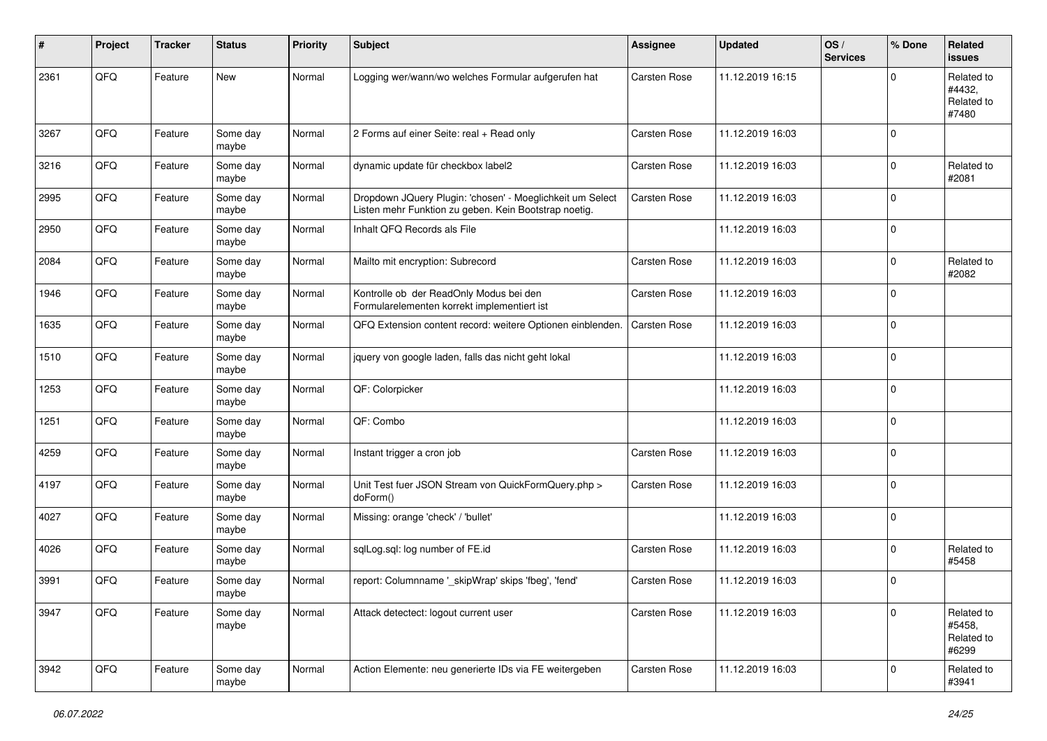| # | Project | Tracker | Status | Priority | Subject | Assignee | Updated | OS / Services | % Done | Related issues |
|---|---|---|---|---|---|---|---|---|---|---|
| 2361 | QFQ | Feature | New | Normal | Logging wer/wann/wo welches Formular aufgerufen hat | Carsten Rose | 11.12.2019 16:15 | | 0 | Related to #4432, Related to #7480 |
| 3267 | QFQ | Feature | Some day maybe | Normal | 2 Forms auf einer Seite: real + Read only | Carsten Rose | 11.12.2019 16:03 | | 0 | |
| 3216 | QFQ | Feature | Some day maybe | Normal | dynamic update für checkbox label2 | Carsten Rose | 11.12.2019 16:03 | | 0 | Related to #2081 |
| 2995 | QFQ | Feature | Some day maybe | Normal | Dropdown JQuery Plugin: 'chosen' - Moeglichkeit um Select Listen mehr Funktion zu geben. Kein Bootstrap noetig. | Carsten Rose | 11.12.2019 16:03 | | 0 | |
| 2950 | QFQ | Feature | Some day maybe | Normal | Inhalt QFQ Records als File | | 11.12.2019 16:03 | | 0 | |
| 2084 | QFQ | Feature | Some day maybe | Normal | Mailto mit encryption: Subrecord | Carsten Rose | 11.12.2019 16:03 | | 0 | Related to #2082 |
| 1946 | QFQ | Feature | Some day maybe | Normal | Kontrolle ob der ReadOnly Modus bei den Formularelementen korrekt implementiert ist | Carsten Rose | 11.12.2019 16:03 | | 0 | |
| 1635 | QFQ | Feature | Some day maybe | Normal | QFQ Extension content record: weitere Optionen einblenden. | Carsten Rose | 11.12.2019 16:03 | | 0 | |
| 1510 | QFQ | Feature | Some day maybe | Normal | jquery von google laden, falls das nicht geht lokal | | 11.12.2019 16:03 | | 0 | |
| 1253 | QFQ | Feature | Some day maybe | Normal | QF: Colorpicker | | 11.12.2019 16:03 | | 0 | |
| 1251 | QFQ | Feature | Some day maybe | Normal | QF: Combo | | 11.12.2019 16:03 | | 0 | |
| 4259 | QFQ | Feature | Some day maybe | Normal | Instant trigger a cron job | Carsten Rose | 11.12.2019 16:03 | | 0 | |
| 4197 | QFQ | Feature | Some day maybe | Normal | Unit Test fuer JSON Stream von QuickFormQuery.php > doForm() | Carsten Rose | 11.12.2019 16:03 | | 0 | |
| 4027 | QFQ | Feature | Some day maybe | Normal | Missing: orange 'check' / 'bullet' | | 11.12.2019 16:03 | | 0 | |
| 4026 | QFQ | Feature | Some day maybe | Normal | sqlLog.sql: log number of FE.id | Carsten Rose | 11.12.2019 16:03 | | 0 | Related to #5458 |
| 3991 | QFQ | Feature | Some day maybe | Normal | report: Columnname '_skipWrap' skips 'fbeg', 'fend' | Carsten Rose | 11.12.2019 16:03 | | 0 | |
| 3947 | QFQ | Feature | Some day maybe | Normal | Attack detectect: logout current user | Carsten Rose | 11.12.2019 16:03 | | 0 | Related to #5458, Related to #6299 |
| 3942 | QFQ | Feature | Some day maybe | Normal | Action Elemente: neu generierte IDs via FE weitergeben | Carsten Rose | 11.12.2019 16:03 | | 0 | Related to #3941 |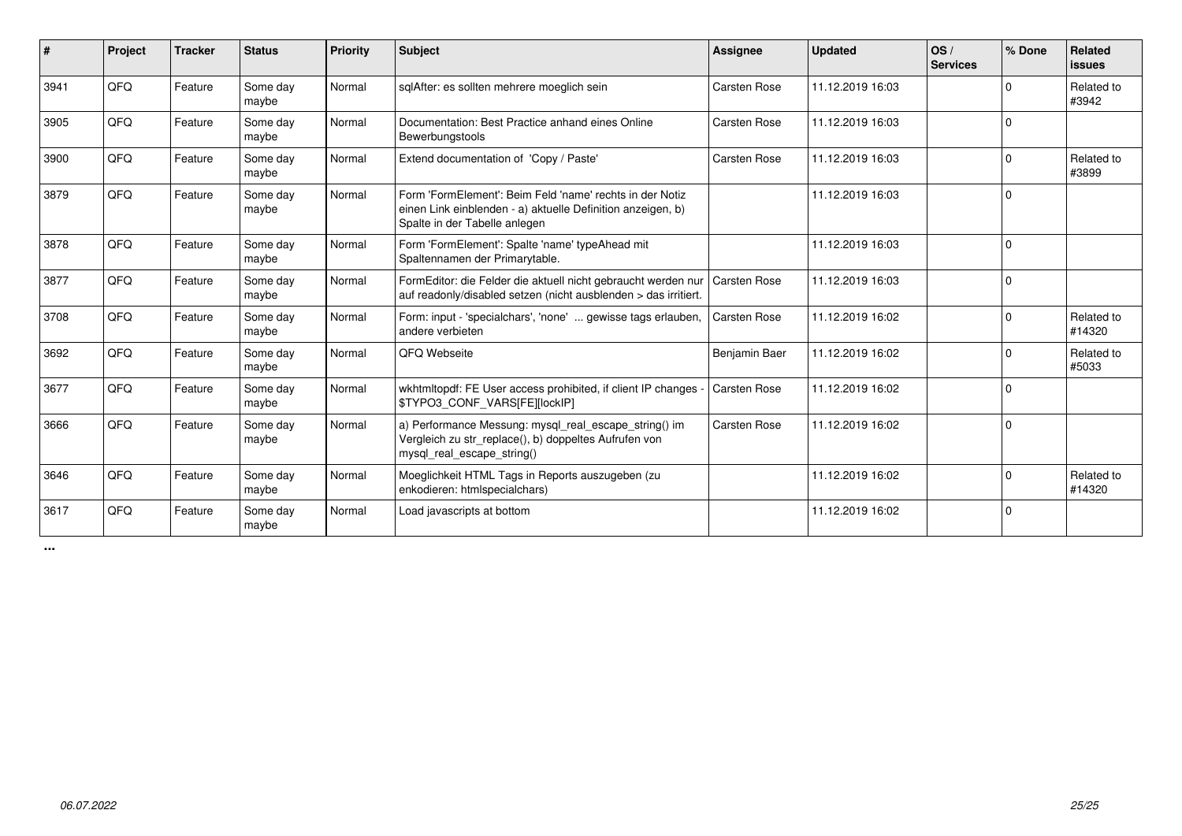| # | Project | Tracker | Status | Priority | Subject | Assignee | Updated | OS / Services | % Done | Related issues |
|---|---|---|---|---|---|---|---|---|---|---|
| 3941 | QFQ | Feature | Some day maybe | Normal | sqlAfter: es sollten mehrere moeglich sein | Carsten Rose | 11.12.2019 16:03 | | 0 | Related to #3942 |
| 3905 | QFQ | Feature | Some day maybe | Normal | Documentation: Best Practice anhand eines Online Bewerbungstools | Carsten Rose | 11.12.2019 16:03 | | 0 | |
| 3900 | QFQ | Feature | Some day maybe | Normal | Extend documentation of 'Copy / Paste' | Carsten Rose | 11.12.2019 16:03 | | 0 | Related to #3899 |
| 3879 | QFQ | Feature | Some day maybe | Normal | Form 'FormElement': Beim Feld 'name' rechts in der Notiz einen Link einblenden - a) aktuelle Definition anzeigen, b) Spalte in der Tabelle anlegen | | 11.12.2019 16:03 | | 0 | |
| 3878 | QFQ | Feature | Some day maybe | Normal | Form 'FormElement': Spalte 'name' typeAhead mit Spaltennamen der Primarytable. | | 11.12.2019 16:03 | | 0 | |
| 3877 | QFQ | Feature | Some day maybe | Normal | FormEditor: die Felder die aktuell nicht gebraucht werden nur auf readonly/disabled setzen (nicht ausblenden > das irritiert. | Carsten Rose | 11.12.2019 16:03 | | 0 | |
| 3708 | QFQ | Feature | Some day maybe | Normal | Form: input - 'specialchars', 'none' ... gewisse tags erlauben, andere verbieten | Carsten Rose | 11.12.2019 16:02 | | 0 | Related to #14320 |
| 3692 | QFQ | Feature | Some day maybe | Normal | QFQ Webseite | Benjamin Baer | 11.12.2019 16:02 | | 0 | Related to #5033 |
| 3677 | QFQ | Feature | Some day maybe | Normal | wkhtmltopdf: FE User access prohibited, if client IP changes - $TYPO3_CONF_VARS[FE][lockIP] | Carsten Rose | 11.12.2019 16:02 | | 0 | |
| 3666 | QFQ | Feature | Some day maybe | Normal | a) Performance Messung: mysql_real_escape_string() im Vergleich zu str_replace(), b) doppeltes Aufrufen von mysql_real_escape_string() | Carsten Rose | 11.12.2019 16:02 | | 0 | |
| 3646 | QFQ | Feature | Some day maybe | Normal | Moeglichkeit HTML Tags in Reports auszugeben (zu enkodieren: htmlspecialchars) | | 11.12.2019 16:02 | | 0 | Related to #14320 |
| 3617 | QFQ | Feature | Some day maybe | Normal | Load javascripts at bottom | | 11.12.2019 16:02 | | 0 | |

...